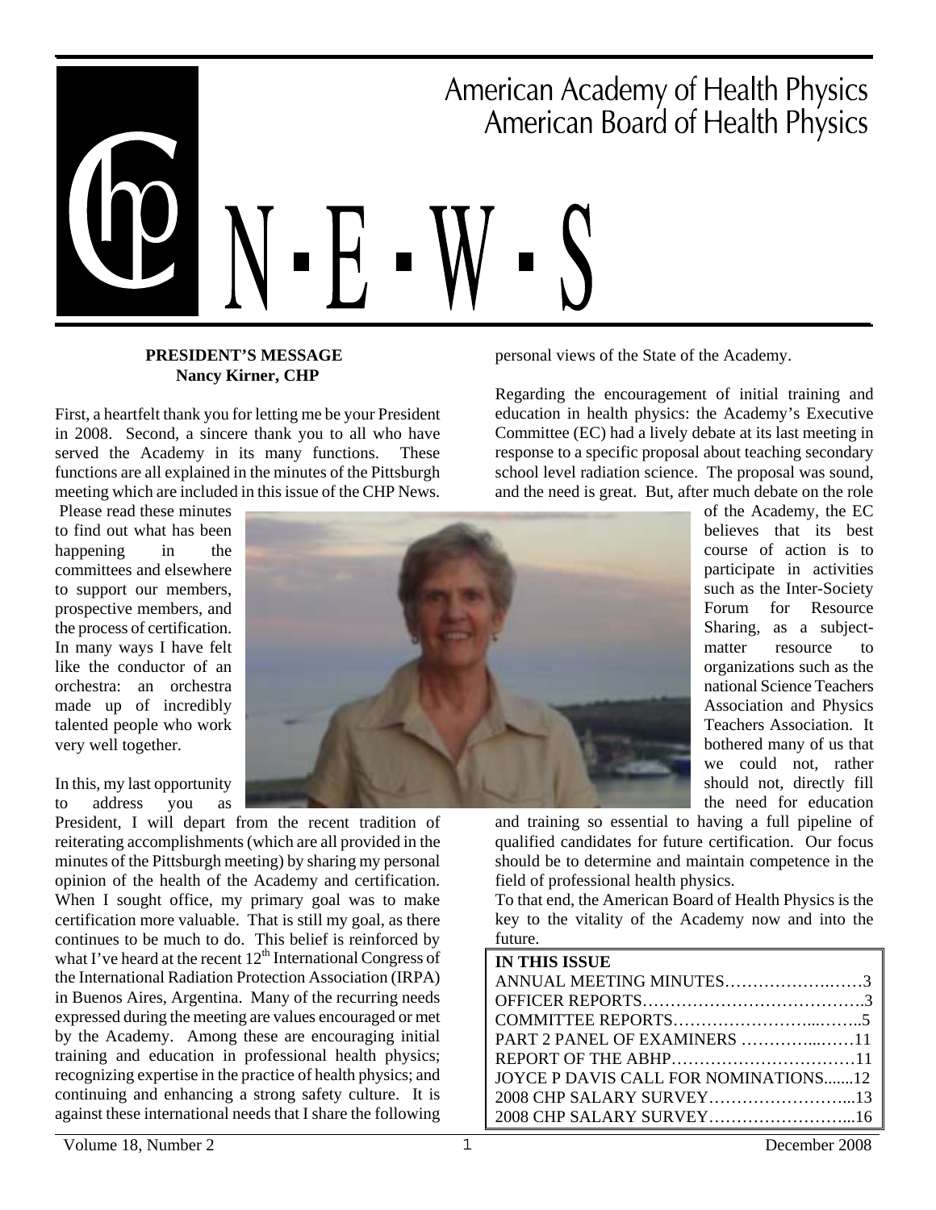# American Academy of Health Physics
# American Board of Health Physics

# CHP N-E-W-S

## PRESIDENT'S MESSAGE
**Nancy Kirner, CHP**

First, a heartfelt thank you for letting me be your President in 2008. Second, a sincere thank you to all who have served the Academy in its many functions. These functions are all explained in the minutes of the Pittsburgh meeting which are included in this issue of the CHP News. Please read these minutes to find out what has been happening in the committees and elsewhere to support our members, prospective members, and the process of certification. In many ways I have felt like the conductor of an orchestra: an orchestra made up of incredibly talented people who work very well together.

In this, my last opportunity to address you as President, I will depart from the recent tradition of reiterating accomplishments (which are all provided in the minutes of the Pittsburgh meeting) by sharing my personal opinion of the health of the Academy and certification. When I sought office, my primary goal was to make certification more valuable. That is still my goal, as there continues to be much to do. This belief is reinforced by what I've heard at the recent 12th International Congress of the International Radiation Protection Association (IRPA) in Buenos Aires, Argentina. Many of the recurring needs expressed during the meeting are values encouraged or met by the Academy. Among these are encouraging initial training and education in professional health physics; recognizing expertise in the practice of health physics; and continuing and enhancing a strong safety culture. It is against these international needs that I share the following personal views of the State of the Academy.

Regarding the encouragement of initial training and education in health physics: the Academy's Executive Committee (EC) had a lively debate at its last meeting in response to a specific proposal about teaching secondary school level radiation science. The proposal was sound, and the need is great. But, after much debate on the role of the Academy, the EC believes that its best course of action is to participate in activities such as the Inter-Society Forum for Resource Sharing, as a subject-matter resource to organizations such as the national Science Teachers Association and Physics Teachers Association. It bothered many of us that we could not, rather should not, directly fill the need for education and training so essential to having a full pipeline of qualified candidates for future certification. Our focus should be to determine and maintain competence in the field of professional health physics.

To that end, the American Board of Health Physics is the key to the vitality of the Academy now and into the future.

**IN THIS ISSUE**

- ANNUAL MEETING MINUTES……………………3
- OFFICER REPORTS…………………………………3
- COMMITTEE REPORTS…………………………..5
- PART 2 PANEL OF EXAMINERS ……………11
- REPORT OF THE ABHP……………………………11
- JOYCE P DAVIS CALL FOR NOMINATIONS.......12
- 2008 CHP SALARY SURVEY……………………...13
- 2008 CHP SALARY SURVEY……………………...16

Volume 18, Number 2 — December 2008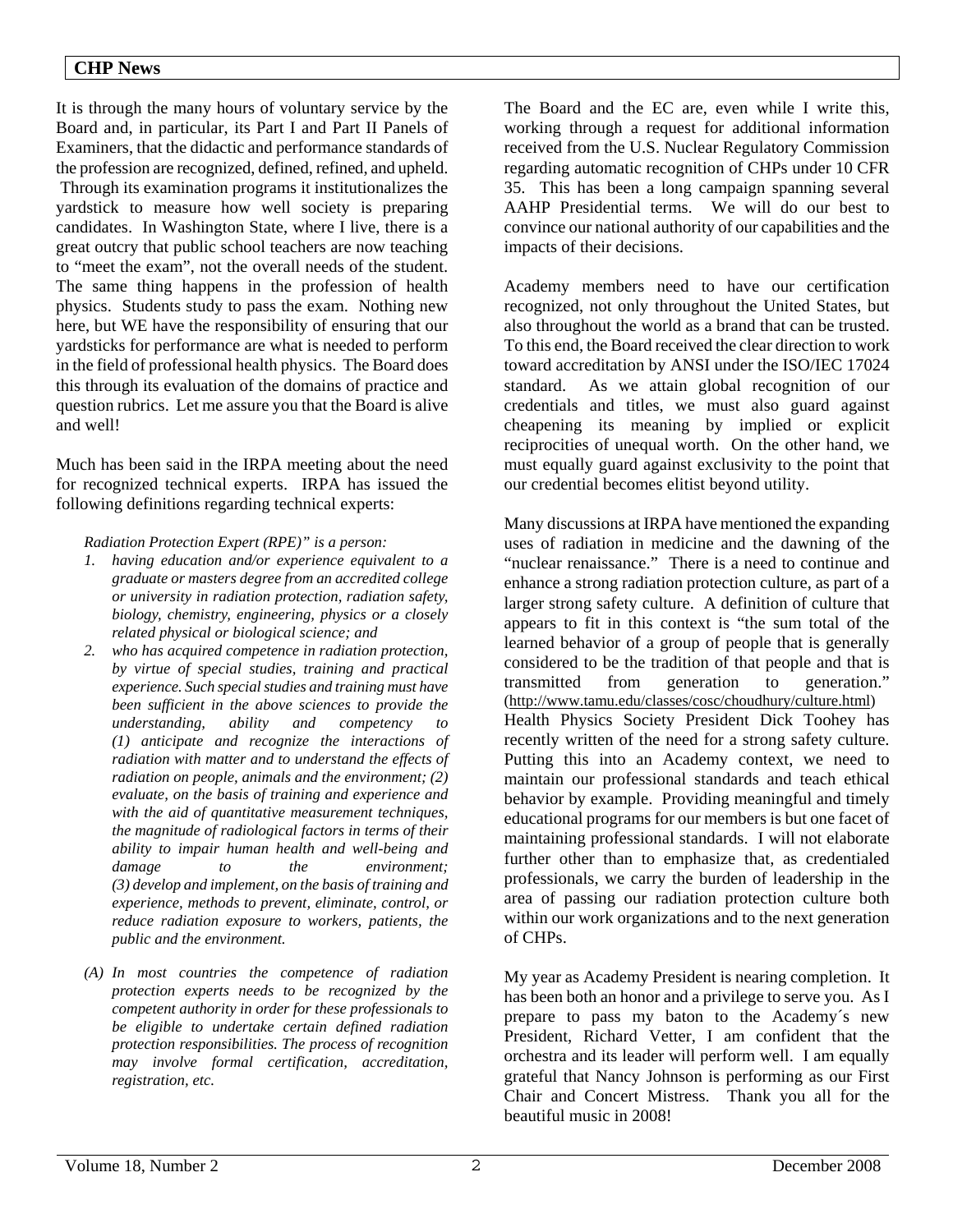It is through the many hours of voluntary service by the Board and, in particular, its Part I and Part II Panels of Examiners, that the didactic and performance standards of the profession are recognized, defined, refined, and upheld. Through its examination programs it institutionalizes the yardstick to measure how well society is preparing candidates. In Washington State, where I live, there is a great outcry that public school teachers are now teaching to "meet the exam", not the overall needs of the student. The same thing happens in the profession of health physics. Students study to pass the exam. Nothing new here, but WE have the responsibility of ensuring that our yardsticks for performance are what is needed to perform in the field of professional health physics. The Board does this through its evaluation of the domains of practice and question rubrics. Let me assure you that the Board is alive and well!

Much has been said in the IRPA meeting about the need for recognized technical experts. IRPA has issued the following definitions regarding technical experts:

*Radiation Protection Expert (RPE)" is a person:*

1. *having education and/or experience equivalent to a graduate or masters degree from an accredited college or university in radiation protection, radiation safety, biology, chemistry, engineering, physics or a closely related physical or biological science; and*
2. *who has acquired competence in radiation protection, by virtue of special studies, training and practical experience. Such special studies and training must have been sufficient in the above sciences to provide the understanding, ability and competency to (1) anticipate and recognize the interactions of radiation with matter and to understand the effects of radiation on people, animals and the environment; (2) evaluate, on the basis of training and experience and with the aid of quantitative measurement techniques, the magnitude of radiological factors in terms of their ability to impair human health and well-being and damage to the environment; (3) develop and implement, on the basis of training and experience, methods to prevent, eliminate, control, or reduce radiation exposure to workers, patients, the public and the environment.*

*(A) In most countries the competence of radiation protection experts needs to be recognized by the competent authority in order for these professionals to be eligible to undertake certain defined radiation protection responsibilities. The process of recognition may involve formal certification, accreditation, registration, etc.*

The Board and the EC are, even while I write this, working through a request for additional information received from the U.S. Nuclear Regulatory Commission regarding automatic recognition of CHPs under 10 CFR 35. This has been a long campaign spanning several AAHP Presidential terms. We will do our best to convince our national authority of our capabilities and the impacts of their decisions.

Academy members need to have our certification recognized, not only throughout the United States, but also throughout the world as a brand that can be trusted. To this end, the Board received the clear direction to work toward accreditation by ANSI under the ISO/IEC 17024 standard. As we attain global recognition of our credentials and titles, we must also guard against cheapening its meaning by implied or explicit reciprocities of unequal worth. On the other hand, we must equally guard against exclusivity to the point that our credential becomes elitist beyond utility.

Many discussions at IRPA have mentioned the expanding uses of radiation in medicine and the dawning of the "nuclear renaissance." There is a need to continue and enhance a strong radiation protection culture, as part of a larger strong safety culture. A definition of culture that appears to fit in this context is "the sum total of the learned behavior of a group of people that is generally considered to be the tradition of that people and that is transmitted from generation to generation." (http://www.tamu.edu/classes/cosc/choudhury/culture.html) Health Physics Society President Dick Toohey has recently written of the need for a strong safety culture. Putting this into an Academy context, we need to maintain our professional standards and teach ethical behavior by example. Providing meaningful and timely educational programs for our members is but one facet of maintaining professional standards. I will not elaborate further other than to emphasize that, as credentialed professionals, we carry the burden of leadership in the area of passing our radiation protection culture both within our work organizations and to the next generation of CHPs.

My year as Academy President is nearing completion. It has been both an honor and a privilege to serve you. As I prepare to pass my baton to the Academy´s new President, Richard Vetter, I am confident that the orchestra and its leader will perform well. I am equally grateful that Nancy Johnson is performing as our First Chair and Concert Mistress. Thank you all for the beautiful music in 2008!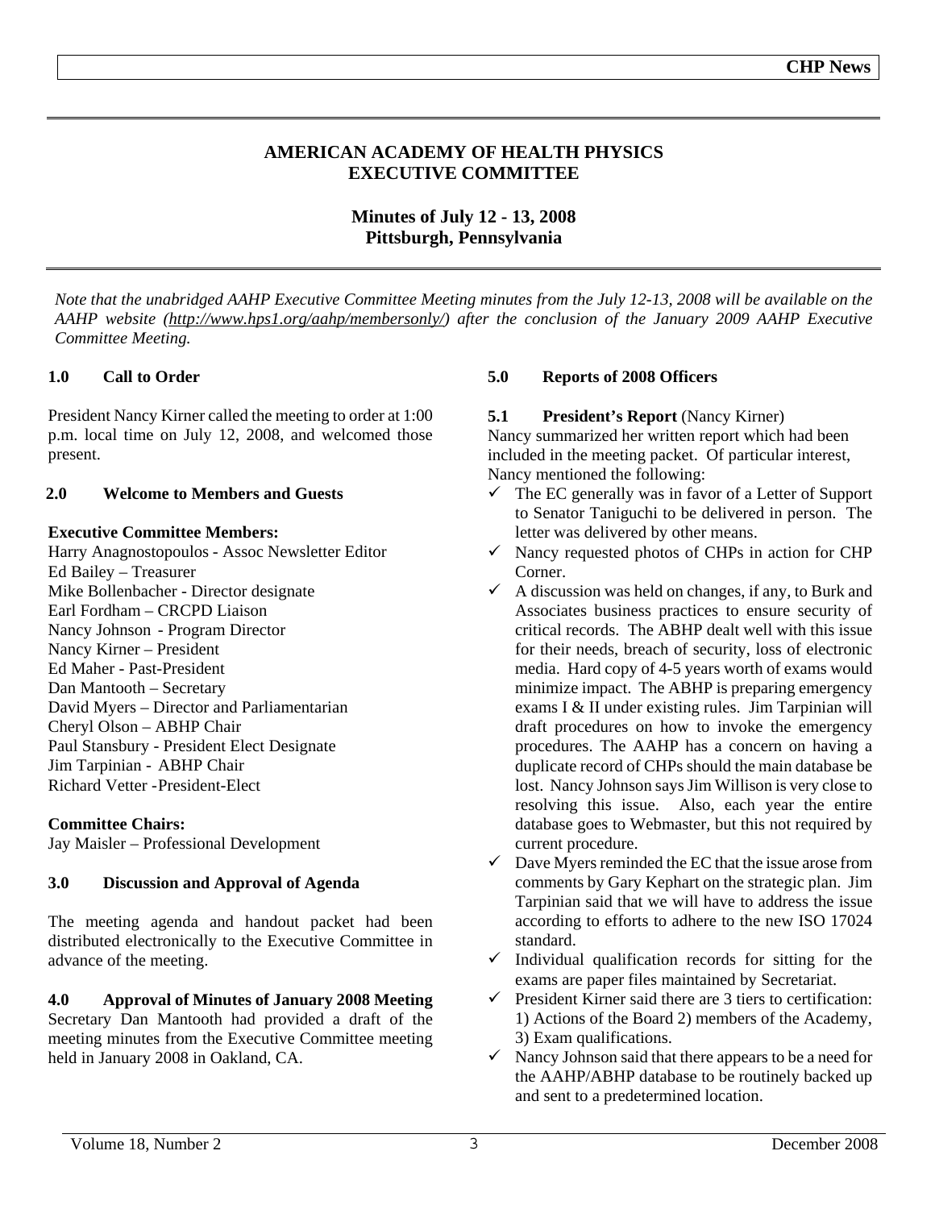# AMERICAN ACADEMY OF HEALTH PHYSICS EXECUTIVE COMMITTEE

## Minutes of July 12 - 13, 2008
## Pittsburgh, Pennsylvania

*Note that the unabridged AAHP Executive Committee Meeting minutes from the July 12-13, 2008 will be available on the AAHP website (http://www.hps1.org/aahp/membersonly/) after the conclusion of the January 2009 AAHP Executive Committee Meeting.*

### 1.0 Call to Order

President Nancy Kirner called the meeting to order at 1:00 p.m. local time on July 12, 2008, and welcomed those present.

### 2.0 Welcome to Members and Guests

**Executive Committee Members:**

Harry Anagnostopoulos - Assoc Newsletter Editor
Ed Bailey – Treasurer
Mike Bollenbacher - Director designate
Earl Fordham – CRCPD Liaison
Nancy Johnson - Program Director
Nancy Kirner – President
Ed Maher - Past-President
Dan Mantooth – Secretary
David Myers – Director and Parliamentarian
Cheryl Olson – ABHP Chair
Paul Stansbury - President Elect Designate
Jim Tarpinian - ABHP Chair
Richard Vetter -President-Elect

**Committee Chairs:**

Jay Maisler – Professional Development

### 3.0 Discussion and Approval of Agenda

The meeting agenda and handout packet had been distributed electronically to the Executive Committee in advance of the meeting.

### 4.0 Approval of Minutes of January 2008 Meeting

Secretary Dan Mantooth had provided a draft of the meeting minutes from the Executive Committee meeting held in January 2008 in Oakland, CA.

### 5.0 Reports of 2008 Officers

**5.1 President's Report** (Nancy Kirner)

Nancy summarized her written report which had been included in the meeting packet. Of particular interest, Nancy mentioned the following:

- ✓ The EC generally was in favor of a Letter of Support to Senator Taniguchi to be delivered in person. The letter was delivered by other means.
- ✓ Nancy requested photos of CHPs in action for CHP Corner.
- ✓ A discussion was held on changes, if any, to Burk and Associates business practices to ensure security of critical records. The ABHP dealt well with this issue for their needs, breach of security, loss of electronic media. Hard copy of 4-5 years worth of exams would minimize impact. The ABHP is preparing emergency exams I & II under existing rules. Jim Tarpinian will draft procedures on how to invoke the emergency procedures. The AAHP has a concern on having a duplicate record of CHPs should the main database be lost. Nancy Johnson says Jim Willison is very close to resolving this issue. Also, each year the entire database goes to Webmaster, but this not required by current procedure.
- ✓ Dave Myers reminded the EC that the issue arose from comments by Gary Kephart on the strategic plan. Jim Tarpinian said that we will have to address the issue according to efforts to adhere to the new ISO 17024 standard.
- ✓ Individual qualification records for sitting for the exams are paper files maintained by Secretariat.
- ✓ President Kirner said there are 3 tiers to certification: 1) Actions of the Board 2) members of the Academy, 3) Exam qualifications.
- ✓ Nancy Johnson said that there appears to be a need for the AAHP/ABHP database to be routinely backed up and sent to a predetermined location.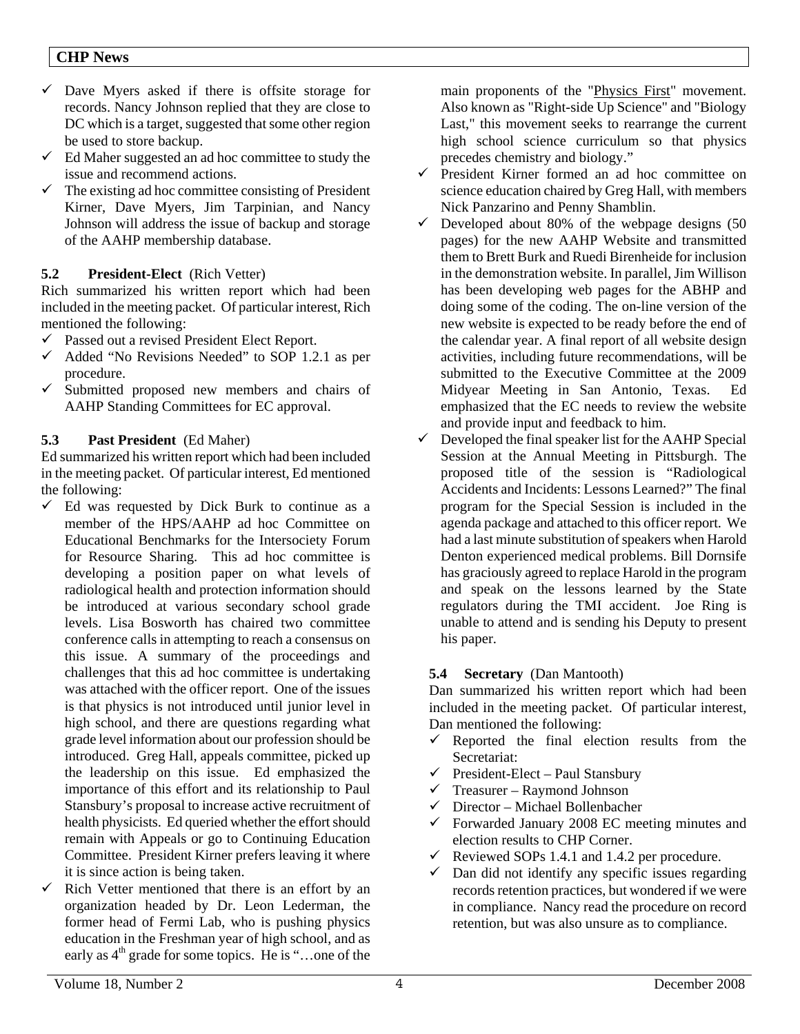- Dave Myers asked if there is offsite storage for records. Nancy Johnson replied that they are close to DC which is a target, suggested that some other region be used to store backup.
- Ed Maher suggested an ad hoc committee to study the issue and recommend actions.
- The existing ad hoc committee consisting of President Kirner, Dave Myers, Jim Tarpinian, and Nancy Johnson will address the issue of backup and storage of the AAHP membership database.

### 5.2 President-Elect (Rich Vetter)

Rich summarized his written report which had been included in the meeting packet. Of particular interest, Rich mentioned the following:

- Passed out a revised President Elect Report.
- Added "No Revisions Needed" to SOP 1.2.1 as per procedure.
- Submitted proposed new members and chairs of AAHP Standing Committees for EC approval.

### 5.3 Past President (Ed Maher)

Ed summarized his written report which had been included in the meeting packet. Of particular interest, Ed mentioned the following:

- Ed was requested by Dick Burk to continue as a member of the HPS/AAHP ad hoc Committee on Educational Benchmarks for the Intersociety Forum for Resource Sharing. This ad hoc committee is developing a position paper on what levels of radiological health and protection information should be introduced at various secondary school grade levels. Lisa Bosworth has chaired two committee conference calls in attempting to reach a consensus on this issue. A summary of the proceedings and challenges that this ad hoc committee is undertaking was attached with the officer report. One of the issues is that physics is not introduced until junior level in high school, and there are questions regarding what grade level information about our profession should be introduced. Greg Hall, appeals committee, picked up the leadership on this issue. Ed emphasized the importance of this effort and its relationship to Paul Stansbury's proposal to increase active recruitment of health physicists. Ed queried whether the effort should remain with Appeals or go to Continuing Education Committee. President Kirner prefers leaving it where it is since action is being taken.
- Rich Vetter mentioned that there is an effort by an organization headed by Dr. Leon Lederman, the former head of Fermi Lab, who is pushing physics education in the Freshman year of high school, and as early as 4th grade for some topics. He is "…one of the main proponents of the "Physics First" movement. Also known as "Right-side Up Science" and "Biology Last," this movement seeks to rearrange the current high school science curriculum so that physics precedes chemistry and biology."
- President Kirner formed an ad hoc committee on science education chaired by Greg Hall, with members Nick Panzarino and Penny Shamblin.
- Developed about 80% of the webpage designs (50 pages) for the new AAHP Website and transmitted them to Brett Burk and Ruedi Birenheide for inclusion in the demonstration website. In parallel, Jim Willison has been developing web pages for the ABHP and doing some of the coding. The on-line version of the new website is expected to be ready before the end of the calendar year. A final report of all website design activities, including future recommendations, will be submitted to the Executive Committee at the 2009 Midyear Meeting in San Antonio, Texas. Ed emphasized that the EC needs to review the website and provide input and feedback to him.
- Developed the final speaker list for the AAHP Special Session at the Annual Meeting in Pittsburgh. The proposed title of the session is "Radiological Accidents and Incidents: Lessons Learned?" The final program for the Special Session is included in the agenda package and attached to this officer report. We had a last minute substitution of speakers when Harold Denton experienced medical problems. Bill Dornsife has graciously agreed to replace Harold in the program and speak on the lessons learned by the State regulators during the TMI accident. Joe Ring is unable to attend and is sending his Deputy to present his paper.

### 5.4 Secretary (Dan Mantooth)

Dan summarized his written report which had been included in the meeting packet. Of particular interest, Dan mentioned the following:

- Reported the final election results from the Secretariat:
- President-Elect – Paul Stansbury
- Treasurer – Raymond Johnson
- Director – Michael Bollenbacher
- Forwarded January 2008 EC meeting minutes and election results to CHP Corner.
- Reviewed SOPs 1.4.1 and 1.4.2 per procedure.
- Dan did not identify any specific issues regarding records retention practices, but wondered if we were in compliance. Nancy read the procedure on record retention, but was also unsure as to compliance.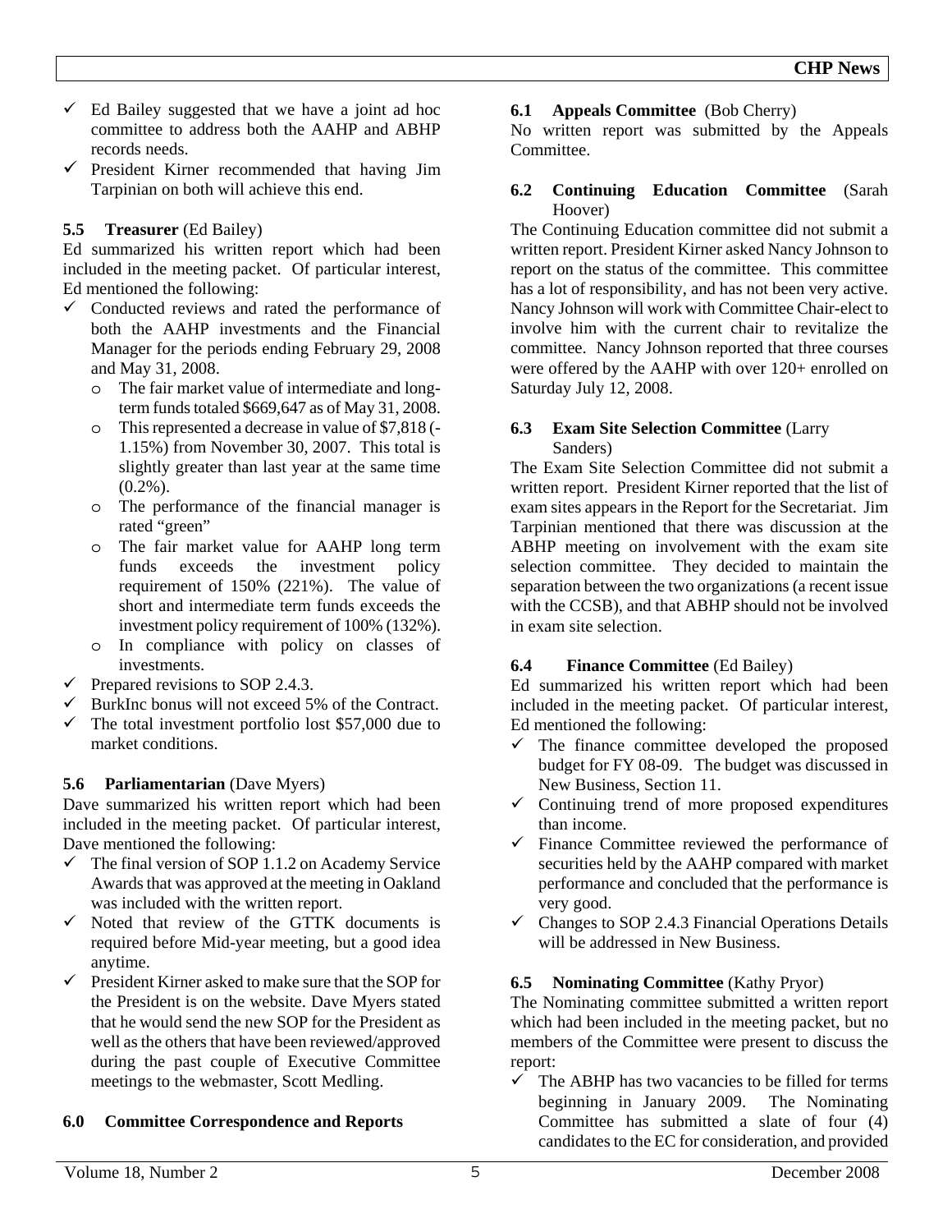- Ed Bailey suggested that we have a joint ad hoc committee to address both the AAHP and ABHP records needs.
- President Kirner recommended that having Jim Tarpinian on both will achieve this end.

**5.5 Treasurer** (Ed Bailey)

Ed summarized his written report which had been included in the meeting packet. Of particular interest, Ed mentioned the following:

- Conducted reviews and rated the performance of both the AAHP investments and the Financial Manager for the periods ending February 29, 2008 and May 31, 2008.
  - The fair market value of intermediate and long-term funds totaled $669,647 as of May 31, 2008.
  - This represented a decrease in value of $7,818 (-1.15%) from November 30, 2007. This total is slightly greater than last year at the same time (0.2%).
  - The performance of the financial manager is rated "green"
  - The fair market value for AAHP long term funds exceeds the investment policy requirement of 150% (221%). The value of short and intermediate term funds exceeds the investment policy requirement of 100% (132%).
  - In compliance with policy on classes of investments.
- Prepared revisions to SOP 2.4.3.
- BurkInc bonus will not exceed 5% of the Contract.
- The total investment portfolio lost $57,000 due to market conditions.

**5.6 Parliamentarian** (Dave Myers)

Dave summarized his written report which had been included in the meeting packet. Of particular interest, Dave mentioned the following:

- The final version of SOP 1.1.2 on Academy Service Awards that was approved at the meeting in Oakland was included with the written report.
- Noted that review of the GTTK documents is required before Mid-year meeting, but a good idea anytime.
- President Kirner asked to make sure that the SOP for the President is on the website. Dave Myers stated that he would send the new SOP for the President as well as the others that have been reviewed/approved during the past couple of Executive Committee meetings to the webmaster, Scott Medling.

**6.0 Committee Correspondence and Reports**

**6.1 Appeals Committee** (Bob Cherry)

No written report was submitted by the Appeals Committee.

**6.2 Continuing Education Committee** (Sarah Hoover)

The Continuing Education committee did not submit a written report. President Kirner asked Nancy Johnson to report on the status of the committee. This committee has a lot of responsibility, and has not been very active. Nancy Johnson will work with Committee Chair-elect to involve him with the current chair to revitalize the committee. Nancy Johnson reported that three courses were offered by the AAHP with over 120+ enrolled on Saturday July 12, 2008.

**6.3 Exam Site Selection Committee** (Larry Sanders)

The Exam Site Selection Committee did not submit a written report. President Kirner reported that the list of exam sites appears in the Report for the Secretariat. Jim Tarpinian mentioned that there was discussion at the ABHP meeting on involvement with the exam site selection committee. They decided to maintain the separation between the two organizations (a recent issue with the CCSB), and that ABHP should not be involved in exam site selection.

**6.4 Finance Committee** (Ed Bailey)

Ed summarized his written report which had been included in the meeting packet. Of particular interest, Ed mentioned the following:

- The finance committee developed the proposed budget for FY 08-09. The budget was discussed in New Business, Section 11.
- Continuing trend of more proposed expenditures than income.
- Finance Committee reviewed the performance of securities held by the AAHP compared with market performance and concluded that the performance is very good.
- Changes to SOP 2.4.3 Financial Operations Details will be addressed in New Business.

**6.5 Nominating Committee** (Kathy Pryor)

The Nominating committee submitted a written report which had been included in the meeting packet, but no members of the Committee were present to discuss the report:

- The ABHP has two vacancies to be filled for terms beginning in January 2009. The Nominating Committee has submitted a slate of four (4) candidates to the EC for consideration, and provided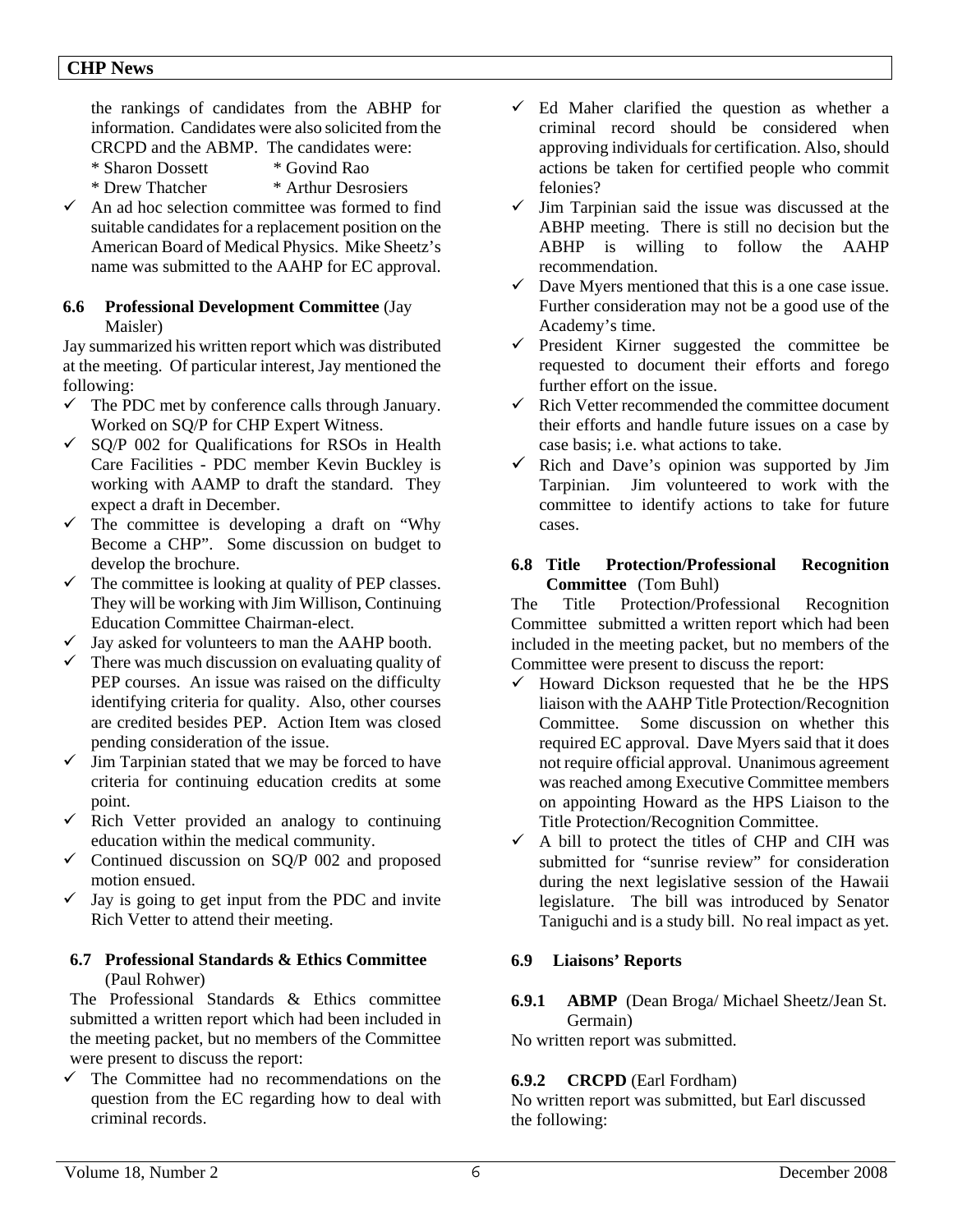the rankings of candidates from the ABHP for information. Candidates were also solicited from the CRCPD and the ABMP. The candidates were:

* Sharon Dossett * Govind Rao
* Drew Thatcher * Arthur Desrosiers

- ✓ An ad hoc selection committee was formed to find suitable candidates for a replacement position on the American Board of Medical Physics. Mike Sheetz's name was submitted to the AAHP for EC approval.

#### 6.6 Professional Development Committee (Jay Maisler)

Jay summarized his written report which was distributed at the meeting. Of particular interest, Jay mentioned the following:

- ✓ The PDC met by conference calls through January. Worked on SQ/P for CHP Expert Witness.
- ✓ SQ/P 002 for Qualifications for RSOs in Health Care Facilities - PDC member Kevin Buckley is working with AAMP to draft the standard. They expect a draft in December.
- ✓ The committee is developing a draft on "Why Become a CHP". Some discussion on budget to develop the brochure.
- ✓ The committee is looking at quality of PEP classes. They will be working with Jim Willison, Continuing Education Committee Chairman-elect.
- ✓ Jay asked for volunteers to man the AAHP booth.
- ✓ There was much discussion on evaluating quality of PEP courses. An issue was raised on the difficulty identifying criteria for quality. Also, other courses are credited besides PEP. Action Item was closed pending consideration of the issue.
- ✓ Jim Tarpinian stated that we may be forced to have criteria for continuing education credits at some point.
- ✓ Rich Vetter provided an analogy to continuing education within the medical community.
- ✓ Continued discussion on SQ/P 002 and proposed motion ensued.
- ✓ Jay is going to get input from the PDC and invite Rich Vetter to attend their meeting.

#### 6.7 Professional Standards & Ethics Committee (Paul Rohwer)

The Professional Standards & Ethics committee submitted a written report which had been included in the meeting packet, but no members of the Committee were present to discuss the report:

- ✓ The Committee had no recommendations on the question from the EC regarding how to deal with criminal records.
- ✓ Ed Maher clarified the question as whether a criminal record should be considered when approving individuals for certification. Also, should actions be taken for certified people who commit felonies?
- ✓ Jim Tarpinian said the issue was discussed at the ABHP meeting. There is still no decision but the ABHP is willing to follow the AAHP recommendation.
- ✓ Dave Myers mentioned that this is a one case issue. Further consideration may not be a good use of the Academy's time.
- ✓ President Kirner suggested the committee be requested to document their efforts and forego further effort on the issue.
- ✓ Rich Vetter recommended the committee document their efforts and handle future issues on a case by case basis; i.e. what actions to take.
- ✓ Rich and Dave's opinion was supported by Jim Tarpinian. Jim volunteered to work with the committee to identify actions to take for future cases.

#### 6.8 Title Protection/Professional Recognition Committee (Tom Buhl)

The Title Protection/Professional Recognition Committee submitted a written report which had been included in the meeting packet, but no members of the Committee were present to discuss the report:

- ✓ Howard Dickson requested that he be the HPS liaison with the AAHP Title Protection/Recognition Committee. Some discussion on whether this required EC approval. Dave Myers said that it does not require official approval. Unanimous agreement was reached among Executive Committee members on appointing Howard as the HPS Liaison to the Title Protection/Recognition Committee.
- ✓ A bill to protect the titles of CHP and CIH was submitted for "sunrise review" for consideration during the next legislative session of the Hawaii legislature. The bill was introduced by Senator Taniguchi and is a study bill. No real impact as yet.

#### 6.9 Liaisons' Reports

##### 6.9.1 ABMP (Dean Broga/ Michael Sheetz/Jean St. Germain)

No written report was submitted.

##### 6.9.2 CRCPD (Earl Fordham)

No written report was submitted, but Earl discussed the following: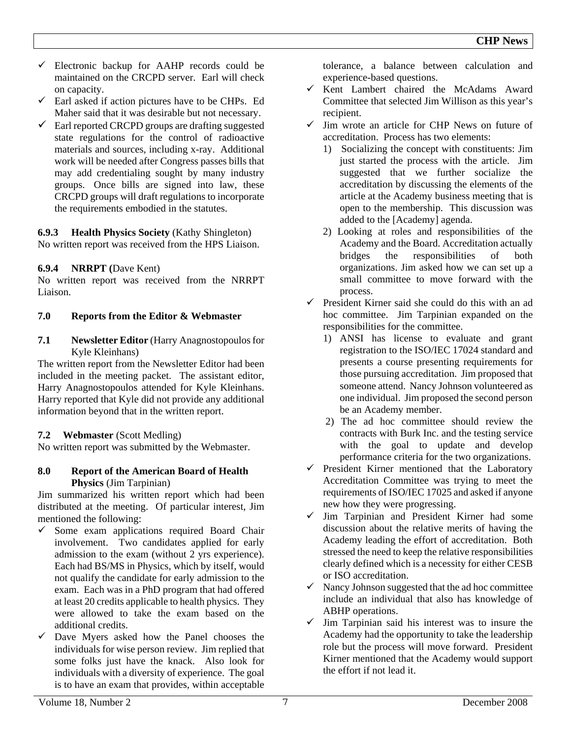- Electronic backup for AAHP records could be maintained on the CRCPD server. Earl will check on capacity.
- Earl asked if action pictures have to be CHPs. Ed Maher said that it was desirable but not necessary.
- Earl reported CRCPD groups are drafting suggested state regulations for the control of radioactive materials and sources, including x-ray. Additional work will be needed after Congress passes bills that may add credentialing sought by many industry groups. Once bills are signed into law, these CRCPD groups will draft regulations to incorporate the requirements embodied in the statutes.

**6.9.3 Health Physics Society** (Kathy Shingleton)
No written report was received from the HPS Liaison.

**6.9.4 NRRPT (**Dave Kent)
No written report was received from the NRRPT Liaison.

### 7.0 Reports from the Editor & Webmaster

**7.1 Newsletter Editor** (Harry Anagnostopoulos for Kyle Kleinhans)
The written report from the Newsletter Editor had been included in the meeting packet. The assistant editor, Harry Anagnostopoulos attended for Kyle Kleinhans. Harry reported that Kyle did not provide any additional information beyond that in the written report.

**7.2 Webmaster** (Scott Medling)
No written report was submitted by the Webmaster.

### 8.0 Report of the American Board of Health Physics (Jim Tarpinian)

Jim summarized his written report which had been distributed at the meeting. Of particular interest, Jim mentioned the following:

- Some exam applications required Board Chair involvement. Two candidates applied for early admission to the exam (without 2 yrs experience). Each had BS/MS in Physics, which by itself, would not qualify the candidate for early admission to the exam. Each was in a PhD program that had offered at least 20 credits applicable to health physics. They were allowed to take the exam based on the additional credits.
- Dave Myers asked how the Panel chooses the individuals for wise person review. Jim replied that some folks just have the knack. Also look for individuals with a diversity of experience. The goal is to have an exam that provides, within acceptable tolerance, a balance between calculation and experience-based questions.
- Kent Lambert chaired the McAdams Award Committee that selected Jim Willison as this year's recipient.
- Jim wrote an article for CHP News on future of accreditation. Process has two elements:
  1) Socializing the concept with constituents: Jim just started the process with the article. Jim suggested that we further socialize the accreditation by discussing the elements of the article at the Academy business meeting that is open to the membership. This discussion was added to the [Academy] agenda.
  2) Looking at roles and responsibilities of the Academy and the Board. Accreditation actually bridges the responsibilities of both organizations. Jim asked how we can set up a small committee to move forward with the process.
- President Kirner said she could do this with an ad hoc committee. Jim Tarpinian expanded on the responsibilities for the committee.
  1) ANSI has license to evaluate and grant registration to the ISO/IEC 17024 standard and presents a course presenting requirements for those pursuing accreditation. Jim proposed that someone attend. Nancy Johnson volunteered as one individual. Jim proposed the second person be an Academy member.
  2) The ad hoc committee should review the contracts with Burk Inc. and the testing service with the goal to update and develop performance criteria for the two organizations.
- President Kirner mentioned that the Laboratory Accreditation Committee was trying to meet the requirements of ISO/IEC 17025 and asked if anyone new how they were progressing.
- Jim Tarpinian and President Kirner had some discussion about the relative merits of having the Academy leading the effort of accreditation. Both stressed the need to keep the relative responsibilities clearly defined which is a necessity for either CESB or ISO accreditation.
- Nancy Johnson suggested that the ad hoc committee include an individual that also has knowledge of ABHP operations.
- Jim Tarpinian said his interest was to insure the Academy had the opportunity to take the leadership role but the process will move forward. President Kirner mentioned that the Academy would support the effort if not lead it.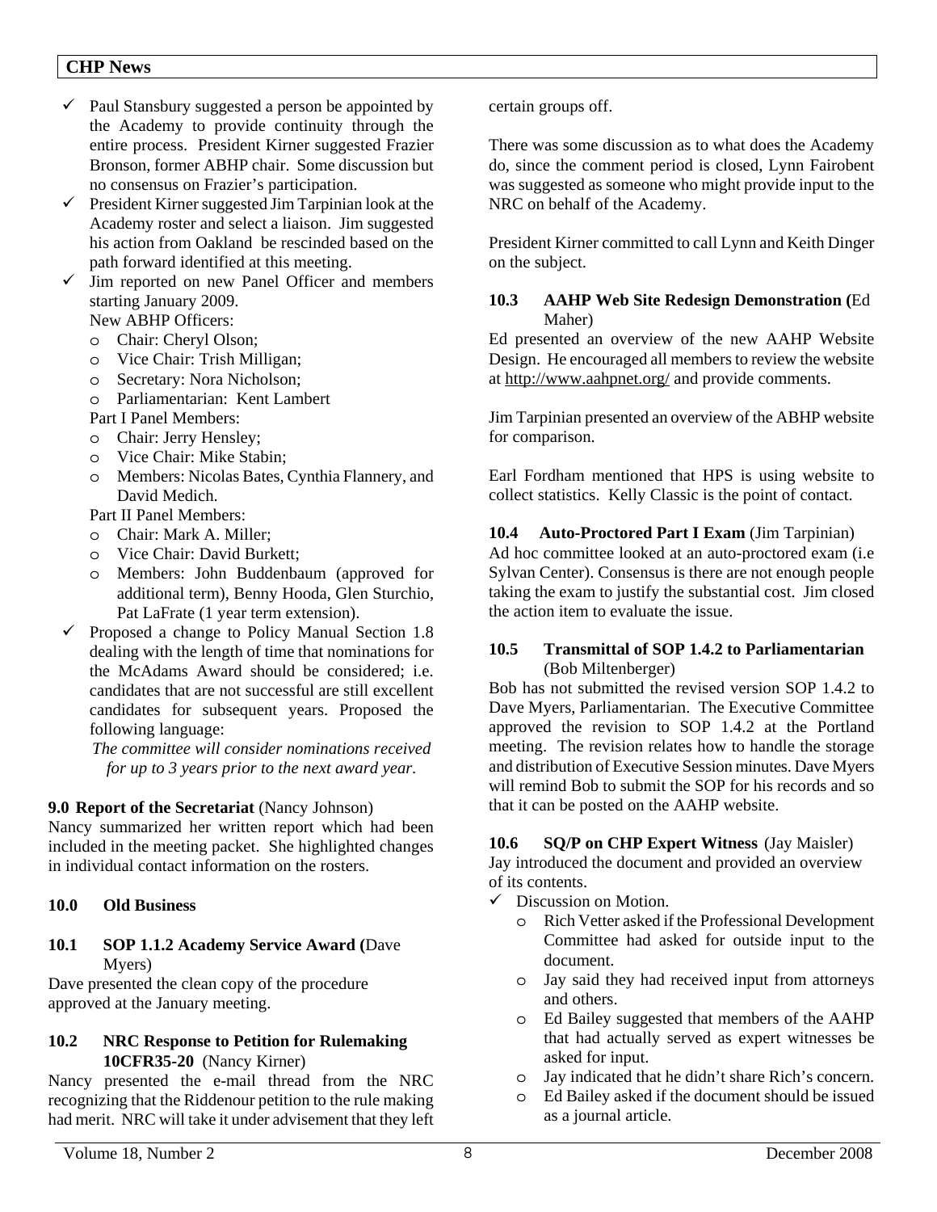- ✓ Paul Stansbury suggested a person be appointed by the Academy to provide continuity through the entire process. President Kirner suggested Frazier Bronson, former ABHP chair. Some discussion but no consensus on Frazier's participation.
- ✓ President Kirner suggested Jim Tarpinian look at the Academy roster and select a liaison. Jim suggested his action from Oakland be rescinded based on the path forward identified at this meeting.
- ✓ Jim reported on new Panel Officer and members starting January 2009.

  New ABHP Officers:
  - Chair: Cheryl Olson;
  - Vice Chair: Trish Milligan;
  - Secretary: Nora Nicholson;
  - Parliamentarian: Kent Lambert

  Part I Panel Members:
  - Chair: Jerry Hensley;
  - Vice Chair: Mike Stabin;
  - Members: Nicolas Bates, Cynthia Flannery, and David Medich.

  Part II Panel Members:
  - Chair: Mark A. Miller;
  - Vice Chair: David Burkett;
  - Members: John Buddenbaum (approved for additional term), Benny Hooda, Glen Sturchio, Pat LaFrate (1 year term extension).
- ✓ Proposed a change to Policy Manual Section 1.8 dealing with the length of time that nominations for the McAdams Award should be considered; i.e. candidates that are not successful are still excellent candidates for subsequent years. Proposed the following language:

  *The committee will consider nominations received for up to 3 years prior to the next award year.*

**9.0 Report of the Secretariat** (Nancy Johnson)

Nancy summarized her written report which had been included in the meeting packet. She highlighted changes in individual contact information on the rosters.

**10.0 Old Business**

**10.1 SOP 1.1.2 Academy Service Award (**Dave Myers)

Dave presented the clean copy of the procedure approved at the January meeting.

**10.2 NRC Response to Petition for Rulemaking 10CFR35-20** (Nancy Kirner)

Nancy presented the e-mail thread from the NRC recognizing that the Riddenour petition to the rule making had merit. NRC will take it under advisement that they left certain groups off.

There was some discussion as to what does the Academy do, since the comment period is closed, Lynn Fairobent was suggested as someone who might provide input to the NRC on behalf of the Academy.

President Kirner committed to call Lynn and Keith Dinger on the subject.

**10.3 AAHP Web Site Redesign Demonstration (**Ed Maher)

Ed presented an overview of the new AAHP Website Design. He encouraged all members to review the website at http://www.aahpnet.org/ and provide comments.

Jim Tarpinian presented an overview of the ABHP website for comparison.

Earl Fordham mentioned that HPS is using website to collect statistics. Kelly Classic is the point of contact.

**10.4 Auto-Proctored Part I Exam** (Jim Tarpinian)

Ad hoc committee looked at an auto-proctored exam (i.e Sylvan Center). Consensus is there are not enough people taking the exam to justify the substantial cost. Jim closed the action item to evaluate the issue.

**10.5 Transmittal of SOP 1.4.2 to Parliamentarian** (Bob Miltenberger)

Bob has not submitted the revised version SOP 1.4.2 to Dave Myers, Parliamentarian. The Executive Committee approved the revision to SOP 1.4.2 at the Portland meeting. The revision relates how to handle the storage and distribution of Executive Session minutes. Dave Myers will remind Bob to submit the SOP for his records and so that it can be posted on the AAHP website.

**10.6 SQ/P on CHP Expert Witness** (Jay Maisler)

Jay introduced the document and provided an overview of its contents.

- ✓ Discussion on Motion.
  - Rich Vetter asked if the Professional Development Committee had asked for outside input to the document.
  - Jay said they had received input from attorneys and others.
  - Ed Bailey suggested that members of the AAHP that had actually served as expert witnesses be asked for input.
  - Jay indicated that he didn't share Rich's concern.
  - Ed Bailey asked if the document should be issued as a journal article.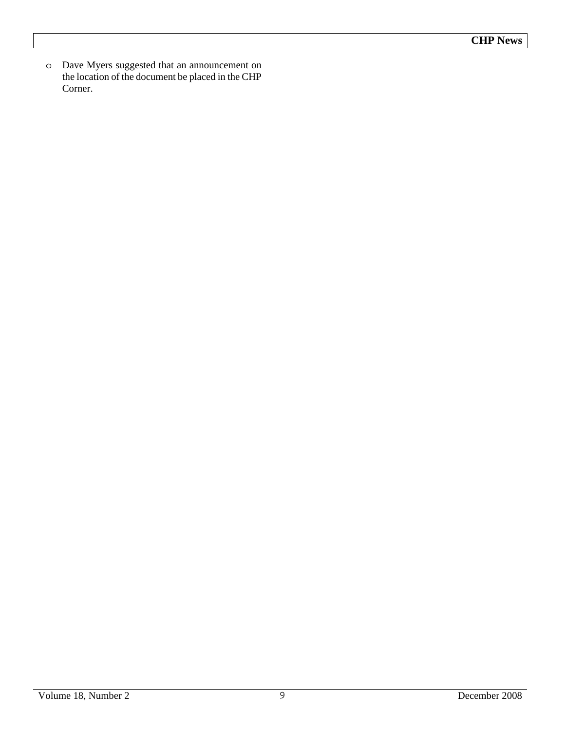- Dave Myers suggested that an announcement on the location of the document be placed in the CHP Corner.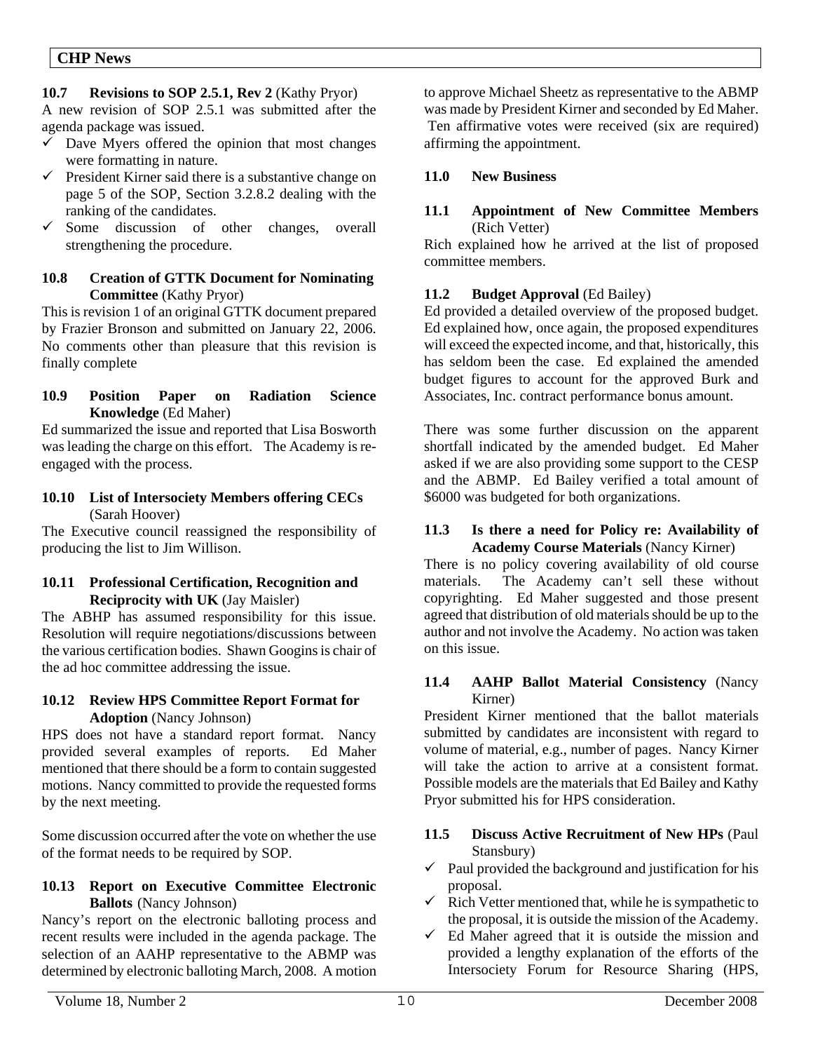#### 10.7 Revisions to SOP 2.5.1, Rev 2 (Kathy Pryor)

A new revision of SOP 2.5.1 was submitted after the agenda package was issued.

- ✓ Dave Myers offered the opinion that most changes were formatting in nature.
- ✓ President Kirner said there is a substantive change on page 5 of the SOP, Section 3.2.8.2 dealing with the ranking of the candidates.
- ✓ Some discussion of other changes, overall strengthening the procedure.

#### 10.8 Creation of GTTK Document for Nominating Committee (Kathy Pryor)

This is revision 1 of an original GTTK document prepared by Frazier Bronson and submitted on January 22, 2006. No comments other than pleasure that this revision is finally complete

#### 10.9 Position Paper on Radiation Science Knowledge (Ed Maher)

Ed summarized the issue and reported that Lisa Bosworth was leading the charge on this effort. The Academy is re-engaged with the process.

#### 10.10 List of Intersociety Members offering CECs (Sarah Hoover)

The Executive council reassigned the responsibility of producing the list to Jim Willison.

#### 10.11 Professional Certification, Recognition and Reciprocity with UK (Jay Maisler)

The ABHP has assumed responsibility for this issue. Resolution will require negotiations/discussions between the various certification bodies. Shawn Googins is chair of the ad hoc committee addressing the issue.

#### 10.12 Review HPS Committee Report Format for Adoption (Nancy Johnson)

HPS does not have a standard report format. Nancy provided several examples of reports. Ed Maher mentioned that there should be a form to contain suggested motions. Nancy committed to provide the requested forms by the next meeting.

Some discussion occurred after the vote on whether the use of the format needs to be required by SOP.

#### 10.13 Report on Executive Committee Electronic Ballots (Nancy Johnson)

Nancy's report on the electronic balloting process and recent results were included in the agenda package. The selection of an AAHP representative to the ABMP was determined by electronic balloting March, 2008. A motion to approve Michael Sheetz as representative to the ABMP was made by President Kirner and seconded by Ed Maher. Ten affirmative votes were received (six are required) affirming the appointment.

#### 11.0 New Business

#### 11.1 Appointment of New Committee Members (Rich Vetter)

Rich explained how he arrived at the list of proposed committee members.

#### 11.2 Budget Approval (Ed Bailey)

Ed provided a detailed overview of the proposed budget. Ed explained how, once again, the proposed expenditures will exceed the expected income, and that, historically, this has seldom been the case. Ed explained the amended budget figures to account for the approved Burk and Associates, Inc. contract performance bonus amount.

There was some further discussion on the apparent shortfall indicated by the amended budget. Ed Maher asked if we are also providing some support to the CESP and the ABMP. Ed Bailey verified a total amount of $6000 was budgeted for both organizations.

#### 11.3 Is there a need for Policy re: Availability of Academy Course Materials (Nancy Kirner)

There is no policy covering availability of old course materials. The Academy can't sell these without copyrighting. Ed Maher suggested and those present agreed that distribution of old materials should be up to the author and not involve the Academy. No action was taken on this issue.

#### 11.4 AAHP Ballot Material Consistency (Nancy Kirner)

President Kirner mentioned that the ballot materials submitted by candidates are inconsistent with regard to volume of material, e.g., number of pages. Nancy Kirner will take the action to arrive at a consistent format. Possible models are the materials that Ed Bailey and Kathy Pryor submitted his for HPS consideration.

#### 11.5 Discuss Active Recruitment of New HPs (Paul Stansbury)

- ✓ Paul provided the background and justification for his proposal.
- ✓ Rich Vetter mentioned that, while he is sympathetic to the proposal, it is outside the mission of the Academy.
- ✓ Ed Maher agreed that it is outside the mission and provided a lengthy explanation of the efforts of the Intersociety Forum for Resource Sharing (HPS,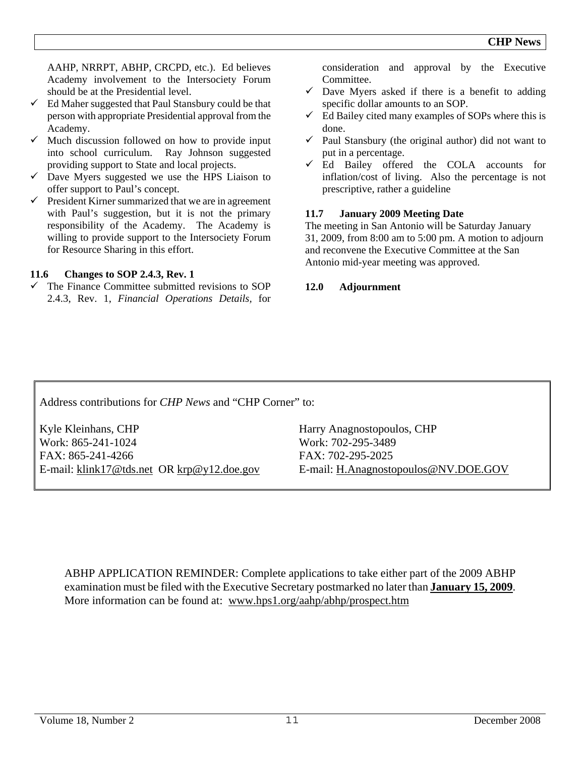AAHP, NRRPT, ABHP, CRCPD, etc.). Ed believes Academy involvement to the Intersociety Forum should be at the Presidential level.

- ✓ Ed Maher suggested that Paul Stansbury could be that person with appropriate Presidential approval from the Academy.
- ✓ Much discussion followed on how to provide input into school curriculum. Ray Johnson suggested providing support to State and local projects.
- ✓ Dave Myers suggested we use the HPS Liaison to offer support to Paul's concept.
- ✓ President Kirner summarized that we are in agreement with Paul's suggestion, but it is not the primary responsibility of the Academy. The Academy is willing to provide support to the Intersociety Forum for Resource Sharing in this effort.

**11.6 Changes to SOP 2.4.3, Rev. 1**

- ✓ The Finance Committee submitted revisions to SOP 2.4.3, Rev. 1, *Financial Operations Details,* for consideration and approval by the Executive Committee.
- ✓ Dave Myers asked if there is a benefit to adding specific dollar amounts to an SOP.
- ✓ Ed Bailey cited many examples of SOPs where this is done.
- ✓ Paul Stansbury (the original author) did not want to put in a percentage.
- ✓ Ed Bailey offered the COLA accounts for inflation/cost of living. Also the percentage is not prescriptive, rather a guideline

**11.7 January 2009 Meeting Date**

The meeting in San Antonio will be Saturday January 31, 2009, from 8:00 am to 5:00 pm. A motion to adjourn and reconvene the Executive Committee at the San Antonio mid-year meeting was approved.

**12.0 Adjournment**

---

Address contributions for *CHP News* and "CHP Corner" to:

Kyle Kleinhans, CHP
Work: 865-241-1024
FAX: 865-241-4266
E-mail: klink17@tds.net OR krp@y12.doe.gov

Harry Anagnostopoulos, CHP
Work: 702-295-3489
FAX: 702-295-2025
E-mail: H.Anagnostopoulos@NV.DOE.GOV

---

ABHP APPLICATION REMINDER: Complete applications to take either part of the 2009 ABHP examination must be filed with the Executive Secretary postmarked no later than **January 15, 2009**. More information can be found at: www.hps1.org/aahp/abhp/prospect.htm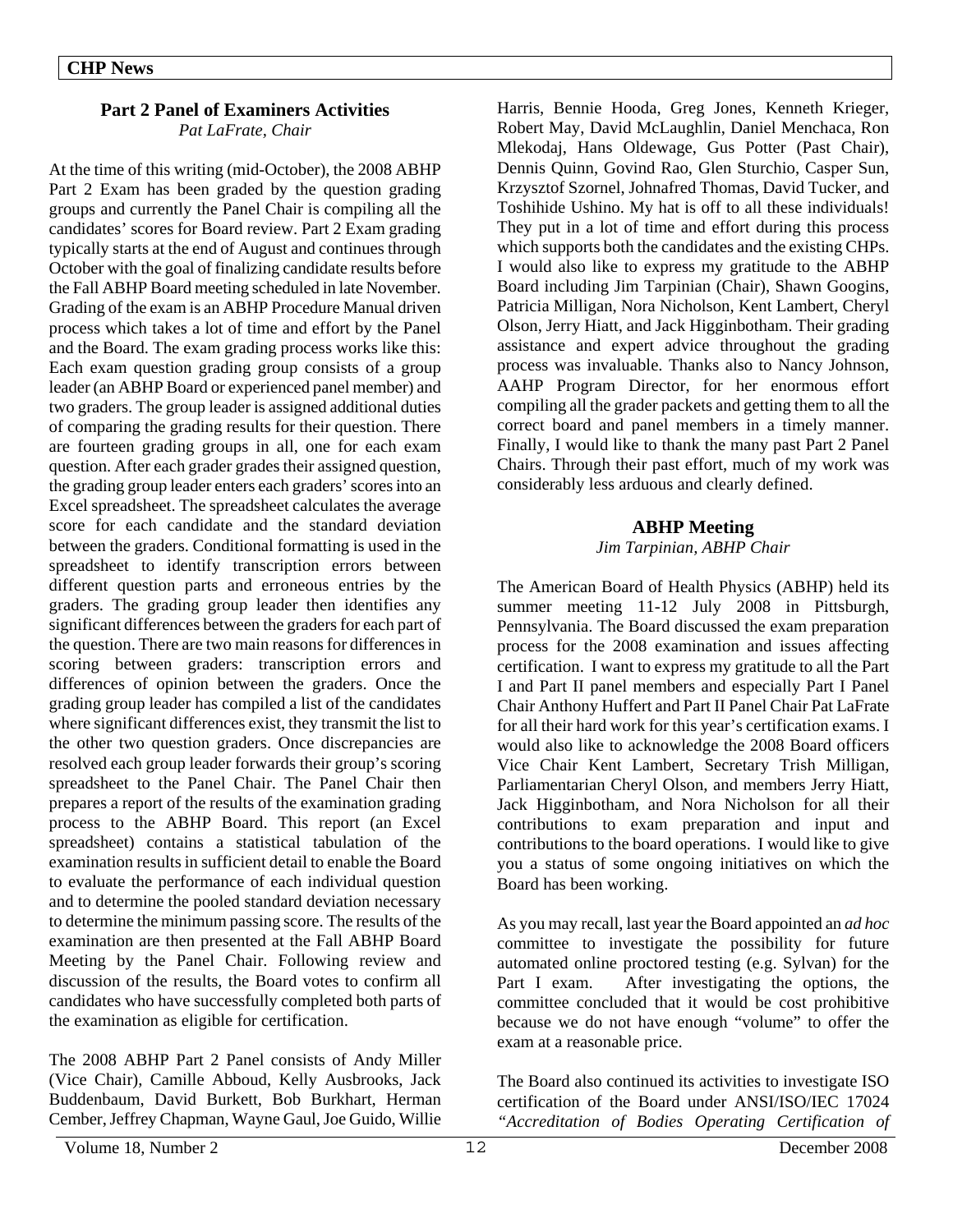**CHP News**

## Part 2 Panel of Examiners Activities

*Pat LaFrate, Chair*

At the time of this writing (mid-October), the 2008 ABHP Part 2 Exam has been graded by the question grading groups and currently the Panel Chair is compiling all the candidates' scores for Board review. Part 2 Exam grading typically starts at the end of August and continues through October with the goal of finalizing candidate results before the Fall ABHP Board meeting scheduled in late November. Grading of the exam is an ABHP Procedure Manual driven process which takes a lot of time and effort by the Panel and the Board. The exam grading process works like this: Each exam question grading group consists of a group leader (an ABHP Board or experienced panel member) and two graders. The group leader is assigned additional duties of comparing the grading results for their question. There are fourteen grading groups in all, one for each exam question. After each grader grades their assigned question, the grading group leader enters each graders' scores into an Excel spreadsheet. The spreadsheet calculates the average score for each candidate and the standard deviation between the graders. Conditional formatting is used in the spreadsheet to identify transcription errors between different question parts and erroneous entries by the graders. The grading group leader then identifies any significant differences between the graders for each part of the question. There are two main reasons for differences in scoring between graders: transcription errors and differences of opinion between the graders. Once the grading group leader has compiled a list of the candidates where significant differences exist, they transmit the list to the other two question graders. Once discrepancies are resolved each group leader forwards their group's scoring spreadsheet to the Panel Chair. The Panel Chair then prepares a report of the results of the examination grading process to the ABHP Board. This report (an Excel spreadsheet) contains a statistical tabulation of the examination results in sufficient detail to enable the Board to evaluate the performance of each individual question and to determine the pooled standard deviation necessary to determine the minimum passing score. The results of the examination are then presented at the Fall ABHP Board Meeting by the Panel Chair. Following review and discussion of the results, the Board votes to confirm all candidates who have successfully completed both parts of the examination as eligible for certification.

The 2008 ABHP Part 2 Panel consists of Andy Miller (Vice Chair), Camille Abboud, Kelly Ausbrooks, Jack Buddenbaum, David Burkett, Bob Burkhart, Herman Cember, Jeffrey Chapman, Wayne Gaul, Joe Guido, Willie Harris, Bennie Hooda, Greg Jones, Kenneth Krieger, Robert May, David McLaughlin, Daniel Menchaca, Ron Mlekodaj, Hans Oldewage, Gus Potter (Past Chair), Dennis Quinn, Govind Rao, Glen Sturchio, Casper Sun, Krzysztof Szornel, Johnafred Thomas, David Tucker, and Toshihide Ushino. My hat is off to all these individuals! They put in a lot of time and effort during this process which supports both the candidates and the existing CHPs. I would also like to express my gratitude to the ABHP Board including Jim Tarpinian (Chair), Shawn Googins, Patricia Milligan, Nora Nicholson, Kent Lambert, Cheryl Olson, Jerry Hiatt, and Jack Higginbotham. Their grading assistance and expert advice throughout the grading process was invaluable. Thanks also to Nancy Johnson, AAHP Program Director, for her enormous effort compiling all the grader packets and getting them to all the correct board and panel members in a timely manner. Finally, I would like to thank the many past Part 2 Panel Chairs. Through their past effort, much of my work was considerably less arduous and clearly defined.

## ABHP Meeting

*Jim Tarpinian, ABHP Chair*

The American Board of Health Physics (ABHP) held its summer meeting 11-12 July 2008 in Pittsburgh, Pennsylvania. The Board discussed the exam preparation process for the 2008 examination and issues affecting certification. I want to express my gratitude to all the Part I and Part II panel members and especially Part I Panel Chair Anthony Huffert and Part II Panel Chair Pat LaFrate for all their hard work for this year's certification exams. I would also like to acknowledge the 2008 Board officers Vice Chair Kent Lambert, Secretary Trish Milligan, Parliamentarian Cheryl Olson, and members Jerry Hiatt, Jack Higginbotham, and Nora Nicholson for all their contributions to exam preparation and input and contributions to the board operations. I would like to give you a status of some ongoing initiatives on which the Board has been working.

As you may recall, last year the Board appointed an *ad hoc* committee to investigate the possibility for future automated online proctored testing (e.g. Sylvan) for the Part I exam. After investigating the options, the committee concluded that it would be cost prohibitive because we do not have enough "volume" to offer the exam at a reasonable price.

The Board also continued its activities to investigate ISO certification of the Board under ANSI/ISO/IEC 17024 *"Accreditation of Bodies Operating Certification of*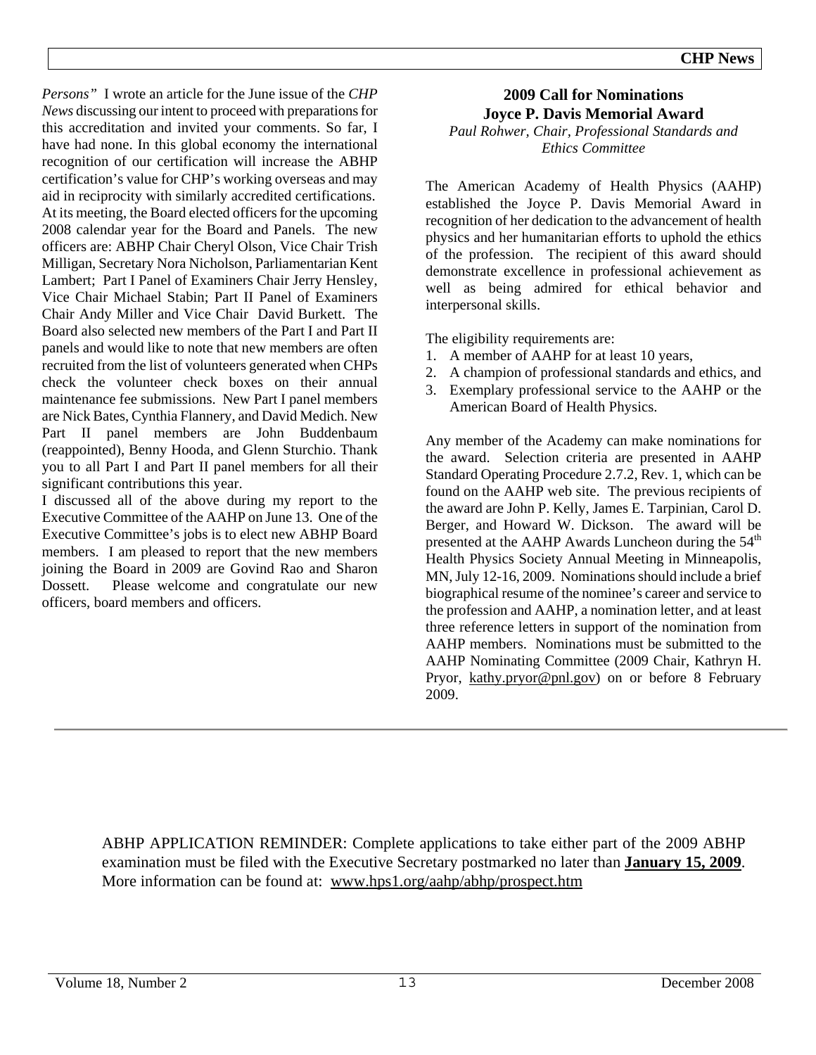*Persons"* I wrote an article for the June issue of the *CHP News* discussing our intent to proceed with preparations for this accreditation and invited your comments. So far, I have had none. In this global economy the international recognition of our certification will increase the ABHP certification's value for CHP's working overseas and may aid in reciprocity with similarly accredited certifications.

At its meeting, the Board elected officers for the upcoming 2008 calendar year for the Board and Panels. The new officers are: ABHP Chair Cheryl Olson, Vice Chair Trish Milligan, Secretary Nora Nicholson, Parliamentarian Kent Lambert; Part I Panel of Examiners Chair Jerry Hensley, Vice Chair Michael Stabin; Part II Panel of Examiners Chair Andy Miller and Vice Chair David Burkett. The Board also selected new members of the Part I and Part II panels and would like to note that new members are often recruited from the list of volunteers generated when CHPs check the volunteer check boxes on their annual maintenance fee submissions. New Part I panel members are Nick Bates, Cynthia Flannery, and David Medich. New Part II panel members are John Buddenbaum (reappointed), Benny Hooda, and Glenn Sturchio. Thank you to all Part I and Part II panel members for all their significant contributions this year.

I discussed all of the above during my report to the Executive Committee of the AAHP on June 13. One of the Executive Committee's jobs is to elect new ABHP Board members. I am pleased to report that the new members joining the Board in 2009 are Govind Rao and Sharon Dossett. Please welcome and congratulate our new officers, board members and officers.

## 2009 Call for Nominations
## Joyce P. Davis Memorial Award

*Paul Rohwer, Chair, Professional Standards and Ethics Committee*

The American Academy of Health Physics (AAHP) established the Joyce P. Davis Memorial Award in recognition of her dedication to the advancement of health physics and her humanitarian efforts to uphold the ethics of the profession. The recipient of this award should demonstrate excellence in professional achievement as well as being admired for ethical behavior and interpersonal skills.

The eligibility requirements are:

1. A member of AAHP for at least 10 years,
2. A champion of professional standards and ethics, and
3. Exemplary professional service to the AAHP or the American Board of Health Physics.

Any member of the Academy can make nominations for the award. Selection criteria are presented in AAHP Standard Operating Procedure 2.7.2, Rev. 1, which can be found on the AAHP web site. The previous recipients of the award are John P. Kelly, James E. Tarpinian, Carol D. Berger, and Howard W. Dickson. The award will be presented at the AAHP Awards Luncheon during the 54th Health Physics Society Annual Meeting in Minneapolis, MN, July 12-16, 2009. Nominations should include a brief biographical resume of the nominee's career and service to the profession and AAHP, a nomination letter, and at least three reference letters in support of the nomination from AAHP members. Nominations must be submitted to the AAHP Nominating Committee (2009 Chair, Kathryn H. Pryor, kathy.pryor@pnl.gov) on or before 8 February 2009.

---

ABHP APPLICATION REMINDER: Complete applications to take either part of the 2009 ABHP examination must be filed with the Executive Secretary postmarked no later than **January 15, 2009**. More information can be found at: www.hps1.org/aahp/abhp/prospect.htm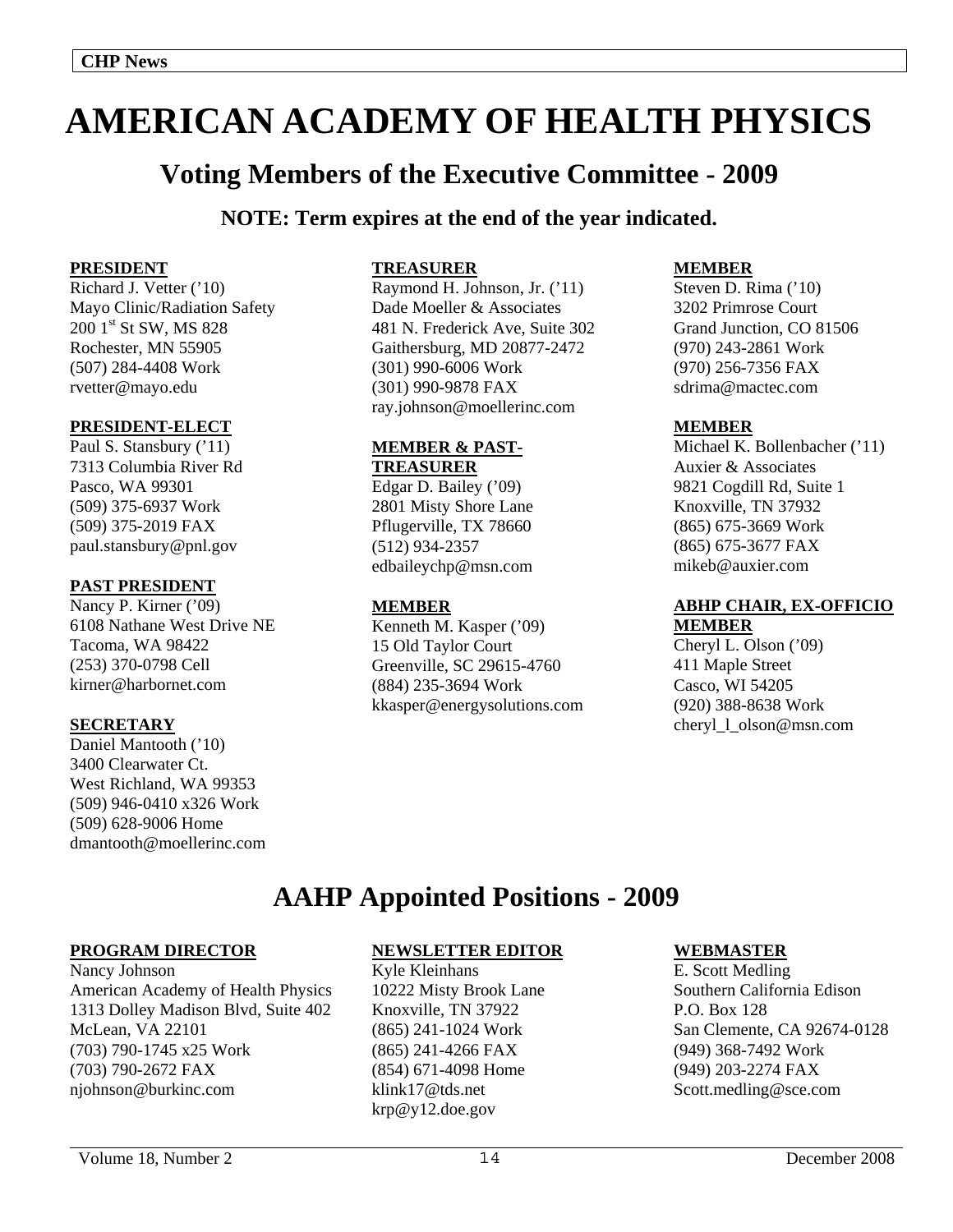# AMERICAN ACADEMY OF HEALTH PHYSICS

## Voting Members of the Executive Committee - 2009

### NOTE: Term expires at the end of the year indicated.

**PRESIDENT**
Richard J. Vetter ('10)
Mayo Clinic/Radiation Safety
200 1st St SW, MS 828
Rochester, MN 55905
(507) 284-4408 Work
rvetter@mayo.edu

**PRESIDENT-ELECT**
Paul S. Stansbury ('11)
7313 Columbia River Rd
Pasco, WA 99301
(509) 375-6937 Work
(509) 375-2019 FAX
paul.stansbury@pnl.gov

**PAST PRESIDENT**
Nancy P. Kirner ('09)
6108 Nathane West Drive NE
Tacoma, WA 98422
(253) 370-0798 Cell
kirner@harbornet.com

**SECRETARY**
Daniel Mantooth ('10)
3400 Clearwater Ct.
West Richland, WA 99353
(509) 946-0410 x326 Work
(509) 628-9006 Home
dmantooth@moellerinc.com

**TREASURER**
Raymond H. Johnson, Jr. ('11)
Dade Moeller & Associates
481 N. Frederick Ave, Suite 302
Gaithersburg, MD 20877-2472
(301) 990-6006 Work
(301) 990-9878 FAX
ray.johnson@moellerinc.com

**MEMBER & PAST-TREASURER**
Edgar D. Bailey ('09)
2801 Misty Shore Lane
Pflugerville, TX 78660
(512) 934-2357
edbaileychp@msn.com

**MEMBER**
Kenneth M. Kasper ('09)
15 Old Taylor Court
Greenville, SC 29615-4760
(884) 235-3694 Work
kkasper@energysolutions.com

**MEMBER**
Steven D. Rima ('10)
3202 Primrose Court
Grand Junction, CO 81506
(970) 243-2861 Work
(970) 256-7356 FAX
sdrima@mactec.com

**MEMBER**
Michael K. Bollenbacher ('11)
Auxier & Associates
9821 Cogdill Rd, Suite 1
Knoxville, TN 37932
(865) 675-3669 Work
(865) 675-3677 FAX
mikeb@auxier.com

**ABHP CHAIR, EX-OFFICIO MEMBER**
Cheryl L. Olson ('09)
411 Maple Street
Casco, WI 54205
(920) 388-8638 Work
cheryl_l_olson@msn.com

## AAHP Appointed Positions - 2009

**PROGRAM DIRECTOR**
Nancy Johnson
American Academy of Health Physics
1313 Dolley Madison Blvd, Suite 402
McLean, VA 22101
(703) 790-1745 x25 Work
(703) 790-2672 FAX
njohnson@burkinc.com

**NEWSLETTER EDITOR**
Kyle Kleinhans
10222 Misty Brook Lane
Knoxville, TN 37922
(865) 241-1024 Work
(865) 241-4266 FAX
(854) 671-4098 Home
klink17@tds.net
krp@y12.doe.gov

**WEBMASTER**
E. Scott Medling
Southern California Edison
P.O. Box 128
San Clemente, CA 92674-0128
(949) 368-7492 Work
(949) 203-2274 FAX
Scott.medling@sce.com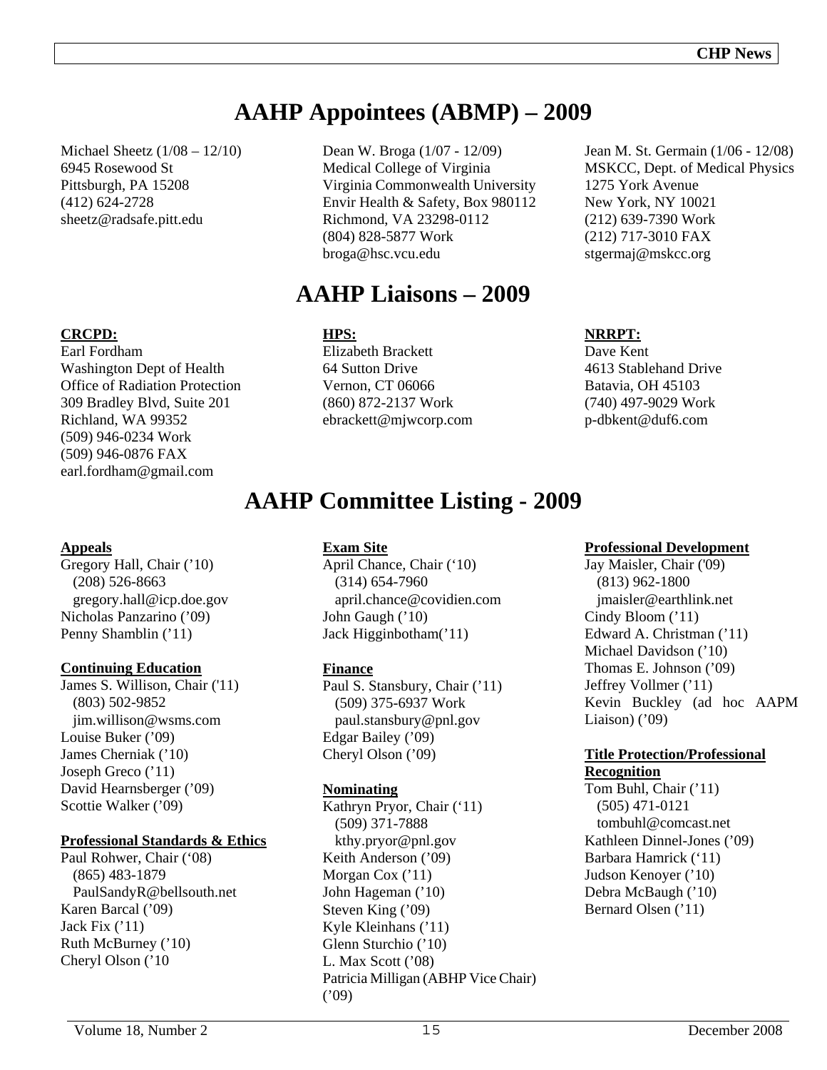# AAHP Appointees (ABMP) – 2009

Michael Sheetz (1/08 – 12/10)
6945 Rosewood St
Pittsburgh, PA 15208
(412) 624-2728
sheetz@radsafe.pitt.edu

Dean W. Broga (1/07 - 12/09)
Medical College of Virginia
Virginia Commonwealth University
Envir Health & Safety, Box 980112
Richmond, VA 23298-0112
(804) 828-5877 Work
broga@hsc.vcu.edu

Jean M. St. Germain (1/06 - 12/08)
MSKCC, Dept. of Medical Physics
1275 York Avenue
New York, NY 10021
(212) 639-7390 Work
(212) 717-3010 FAX
stgermaj@mskcc.org

# AAHP Liaisons – 2009

**CRCPD:**
Earl Fordham
Washington Dept of Health
Office of Radiation Protection
309 Bradley Blvd, Suite 201
Richland, WA 99352
(509) 946-0234 Work
(509) 946-0876 FAX
earl.fordham@gmail.com

**HPS:**
Elizabeth Brackett
64 Sutton Drive
Vernon, CT 06066
(860) 872-2137 Work
ebrackett@mjwcorp.com

**NRRPT:**
Dave Kent
4613 Stablehand Drive
Batavia, OH 45103
(740) 497-9029 Work
p-dbkent@duf6.com

# AAHP Committee Listing - 2009

**Appeals**
Gregory Hall, Chair ('10)
(208) 526-8663
gregory.hall@icp.doe.gov
Nicholas Panzarino ('09)
Penny Shamblin ('11)

**Continuing Education**
James S. Willison, Chair ('11)
(803) 502-9852
jim.willison@wsms.com
Louise Buker ('09)
James Cherniak ('10)
Joseph Greco ('11)
David Hearnsberger ('09)
Scottie Walker ('09)

**Professional Standards & Ethics**
Paul Rohwer, Chair ('08)
(865) 483-1879
PaulSandyR@bellsouth.net
Karen Barcal ('09)
Jack Fix ('11)
Ruth McBurney ('10)
Cheryl Olson ('10

**Exam Site**
April Chance, Chair ('10)
(314) 654-7960
april.chance@covidien.com
John Gaugh ('10)
Jack Higginbotham('11)

**Finance**
Paul S. Stansbury, Chair ('11)
(509) 375-6937 Work
paul.stansbury@pnl.gov
Edgar Bailey ('09)
Cheryl Olson ('09)

**Nominating**
Kathryn Pryor, Chair ('11)
(509) 371-7888
kthy.pryor@pnl.gov
Keith Anderson ('09)
Morgan Cox ('11)
John Hageman ('10)
Steven King ('09)
Kyle Kleinhans ('11)
Glenn Sturchio ('10)
L. Max Scott ('08)
Patricia Milligan (ABHP Vice Chair) ('09)

**Professional Development**
Jay Maisler, Chair ('09)
(813) 962-1800
jmaisler@earthlink.net
Cindy Bloom ('11)
Edward A. Christman ('11)
Michael Davidson ('10)
Thomas E. Johnson ('09)
Jeffrey Vollmer ('11)
Kevin Buckley (ad hoc AAPM Liaison) ('09)

**Title Protection/Professional Recognition**
Tom Buhl, Chair ('11)
(505) 471-0121
tombuhl@comcast.net
Kathleen Dinnel-Jones ('09)
Barbara Hamrick ('11)
Judson Kenoyer ('10)
Debra McBaugh ('10)
Bernard Olsen ('11)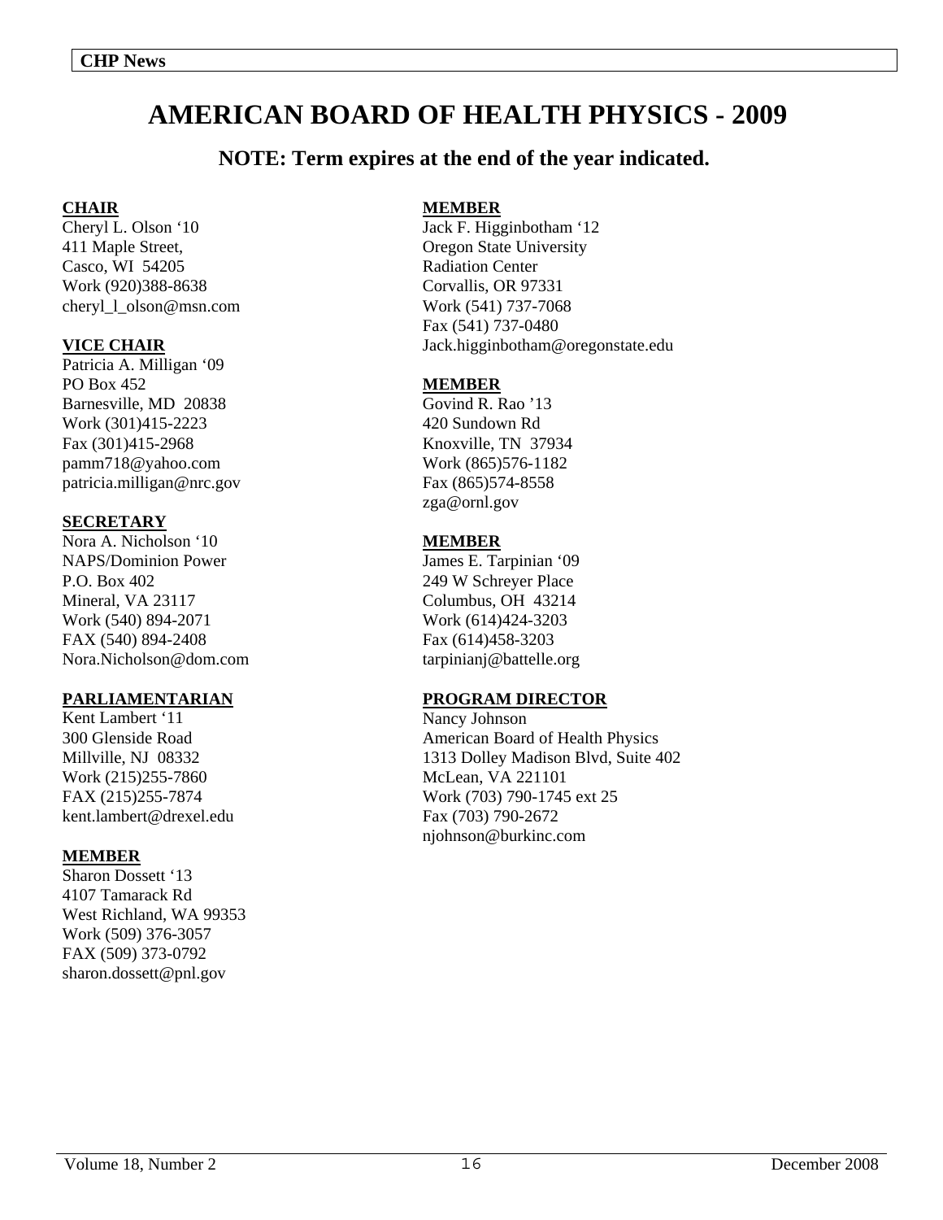# AMERICAN BOARD OF HEALTH PHYSICS - 2009

## NOTE: Term expires at the end of the year indicated.

**CHAIR**
Cheryl L. Olson '10
411 Maple Street,
Casco, WI 54205
Work (920)388-8638
cheryl_l_olson@msn.com

**VICE CHAIR**
Patricia A. Milligan '09
PO Box 452
Barnesville, MD 20838
Work (301)415-2223
Fax (301)415-2968
pamm718@yahoo.com
patricia.milligan@nrc.gov

**SECRETARY**
Nora A. Nicholson '10
NAPS/Dominion Power
P.O. Box 402
Mineral, VA 23117
Work (540) 894-2071
FAX (540) 894-2408
Nora.Nicholson@dom.com

**PARLIAMENTARIAN**
Kent Lambert '11
300 Glenside Road
Millville, NJ 08332
Work (215)255-7860
FAX (215)255-7874
kent.lambert@drexel.edu

**MEMBER**
Sharon Dossett '13
4107 Tamarack Rd
West Richland, WA 99353
Work (509) 376-3057
FAX (509) 373-0792
sharon.dossett@pnl.gov

**MEMBER**
Jack F. Higginbotham '12
Oregon State University
Radiation Center
Corvallis, OR 97331
Work (541) 737-7068
Fax (541) 737-0480
Jack.higginbotham@oregonstate.edu

**MEMBER**
Govind R. Rao '13
420 Sundown Rd
Knoxville, TN 37934
Work (865)576-1182
Fax (865)574-8558
zga@ornl.gov

**MEMBER**
James E. Tarpinian '09
249 W Schreyer Place
Columbus, OH 43214
Work (614)424-3203
Fax (614)458-3203
tarpinianj@battelle.org

**PROGRAM DIRECTOR**
Nancy Johnson
American Board of Health Physics
1313 Dolley Madison Blvd, Suite 402
McLean, VA 221101
Work (703) 790-1745 ext 25
Fax (703) 790-2672
njohnson@burkinc.com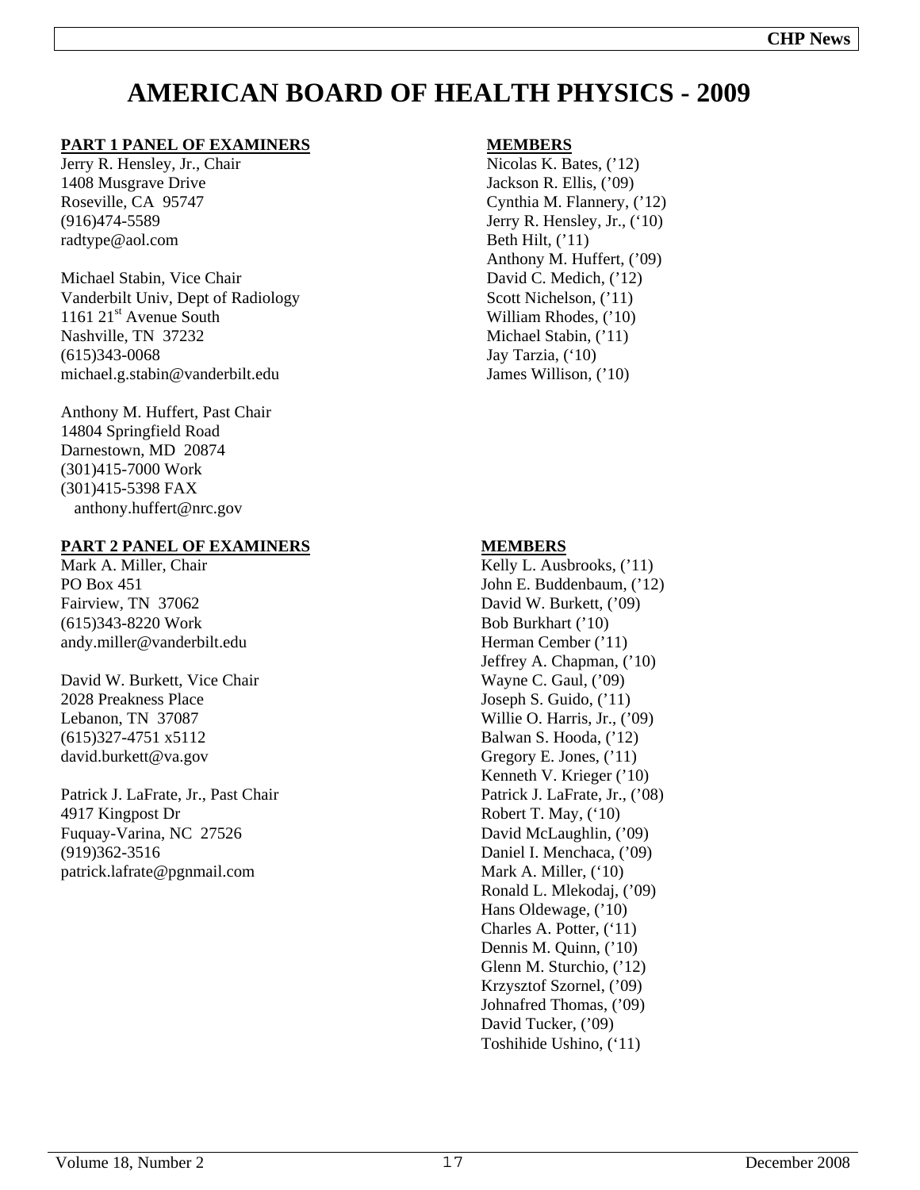# AMERICAN BOARD OF HEALTH PHYSICS - 2009

**PART 1 PANEL OF EXAMINERS**

Jerry R. Hensley, Jr., Chair
1408 Musgrave Drive
Roseville, CA 95747
(916)474-5589
radtype@aol.com

Michael Stabin, Vice Chair
Vanderbilt Univ, Dept of Radiology
1161 21st Avenue South
Nashville, TN 37232
(615)343-0068
michael.g.stabin@vanderbilt.edu

Anthony M. Huffert, Past Chair
14804 Springfield Road
Darnestown, MD 20874
(301)415-7000 Work
(301)415-5398 FAX
anthony.huffert@nrc.gov

**MEMBERS**

Nicolas K. Bates, ('12)
Jackson R. Ellis, ('09)
Cynthia M. Flannery, ('12)
Jerry R. Hensley, Jr., ('10)
Beth Hilt, ('11)
Anthony M. Huffert, ('09)
David C. Medich, ('12)
Scott Nichelson, ('11)
William Rhodes, ('10)
Michael Stabin, ('11)
Jay Tarzia, ('10)
James Willison, ('10)

**PART 2 PANEL OF EXAMINERS**

Mark A. Miller, Chair
PO Box 451
Fairview, TN 37062
(615)343-8220 Work
andy.miller@vanderbilt.edu

David W. Burkett, Vice Chair
2028 Preakness Place
Lebanon, TN 37087
(615)327-4751 x5112
david.burkett@va.gov

Patrick J. LaFrate, Jr., Past Chair
4917 Kingpost Dr
Fuquay-Varina, NC 27526
(919)362-3516
patrick.lafrate@pgnmail.com

**MEMBERS**

Kelly L. Ausbrooks, ('11)
John E. Buddenbaum, ('12)
David W. Burkett, ('09)
Bob Burkhart ('10)
Herman Cember ('11)
Jeffrey A. Chapman, ('10)
Wayne C. Gaul, ('09)
Joseph S. Guido, ('11)
Willie O. Harris, Jr., ('09)
Balwan S. Hooda, ('12)
Gregory E. Jones, ('11)
Kenneth V. Krieger ('10)
Patrick J. LaFrate, Jr., ('08)
Robert T. May, ('10)
David McLaughlin, ('09)
Daniel I. Menchaca, ('09)
Mark A. Miller, ('10)
Ronald L. Mlekodaj, ('09)
Hans Oldewage, ('10)
Charles A. Potter, ('11)
Dennis M. Quinn, ('10)
Glenn M. Sturchio, ('12)
Krzysztof Szornel, ('09)
Johnafred Thomas, ('09)
David Tucker, ('09)
Toshihide Ushino, ('11)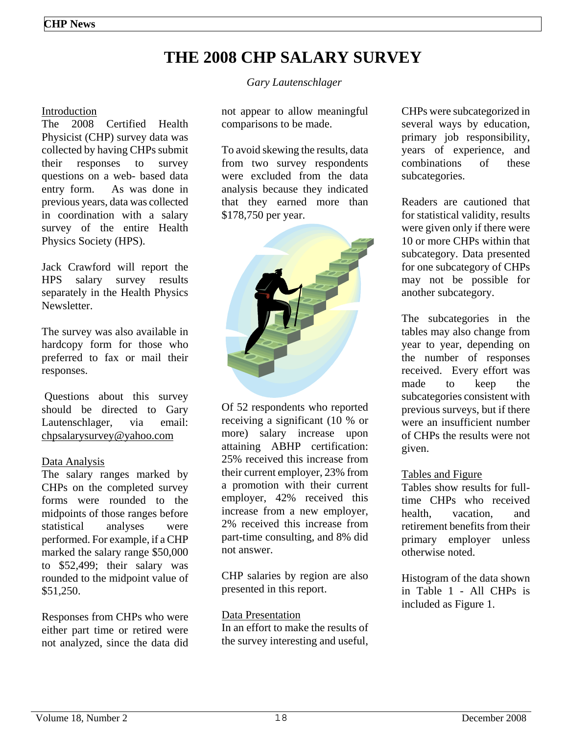# THE 2008 CHP SALARY SURVEY

*Gary Lautenschlager*

## Introduction

The 2008 Certified Health Physicist (CHP) survey data was collected by having CHPs submit their responses to survey questions on a web- based data entry form. As was done in previous years, data was collected in coordination with a salary survey of the entire Health Physics Society (HPS).

Jack Crawford will report the HPS salary survey results separately in the Health Physics Newsletter.

The survey was also available in hardcopy form for those who preferred to fax or mail their responses.

Questions about this survey should be directed to Gary Lautenschlager, via email: chpsalarysurvey@yahoo.com

## Data Analysis

The salary ranges marked by CHPs on the completed survey forms were rounded to the midpoints of those ranges before statistical analyses were performed. For example, if a CHP marked the salary range $50,000 to $52,499; their salary was rounded to the midpoint value of $51,250.

Responses from CHPs who were either part time or retired were not analyzed, since the data did not appear to allow meaningful comparisons to be made.

To avoid skewing the results, data from two survey respondents were excluded from the data analysis because they indicated that they earned more than $178,750 per year.

Of 52 respondents who reported receiving a significant (10 % or more) salary increase upon attaining ABHP certification: 25% received this increase from their current employer, 23% from a promotion with their current employer, 42% received this increase from a new employer, 2% received this increase from part-time consulting, and 8% did not answer.

CHP salaries by region are also presented in this report.

## Data Presentation

In an effort to make the results of the survey interesting and useful, CHPs were subcategorized in several ways by education, primary job responsibility, years of experience, and combinations of these subcategories.

Readers are cautioned that for statistical validity, results were given only if there were 10 or more CHPs within that subcategory. Data presented for one subcategory of CHPs may not be possible for another subcategory.

The subcategories in the tables may also change from year to year, depending on the number of responses received. Every effort was made to keep the subcategories consistent with previous surveys, but if there were an insufficient number of CHPs the results were not given.

## Tables and Figure

Tables show results for full-time CHPs who received health, vacation, and retirement benefits from their primary employer unless otherwise noted.

Histogram of the data shown in Table 1 - All CHPs is included as Figure 1.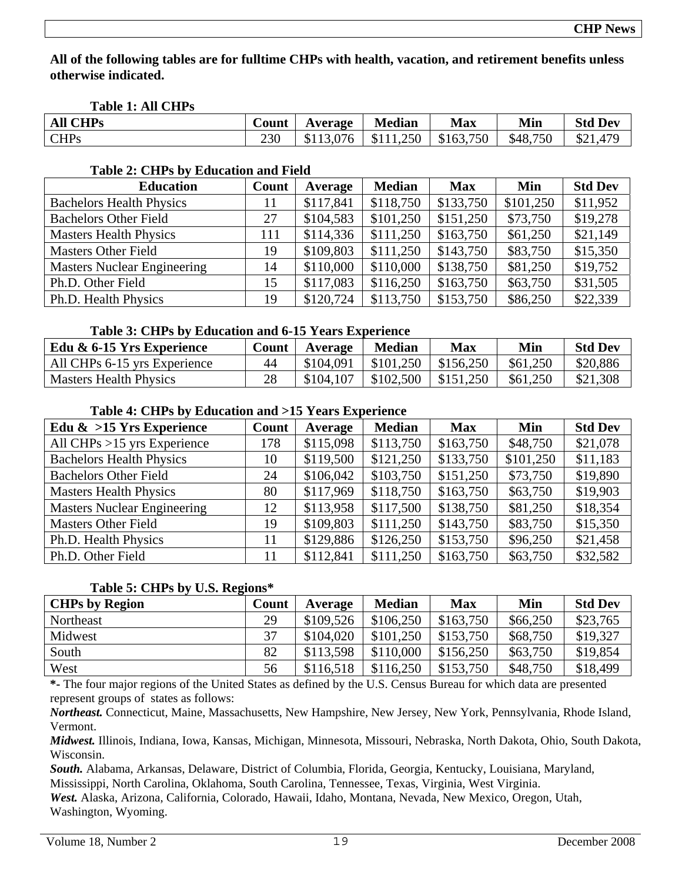**All of the following tables are for fulltime CHPs with health, vacation, and retirement benefits unless otherwise indicated.**

**Table 1: All CHPs**

| All CHPs | Count | Average | Median | Max | Min | Std Dev |
|---|---|---|---|---|---|---|
| CHPs | 230 | \$113,076 | \$111,250 | \$163,750 | \$48,750 | \$21,479 |

**Table 2: CHPs by Education and Field**

| Education | Count | Average | Median | Max | Min | Std Dev |
|---|---|---|---|---|---|---|
| Bachelors Health Physics | 11 | \$117,841 | \$118,750 | \$133,750 | \$101,250 | \$11,952 |
| Bachelors Other Field | 27 | \$104,583 | \$101,250 | \$151,250 | \$73,750 | \$19,278 |
| Masters Health Physics | 111 | \$114,336 | \$111,250 | \$163,750 | \$61,250 | \$21,149 |
| Masters Other Field | 19 | \$109,803 | \$111,250 | \$143,750 | \$83,750 | \$15,350 |
| Masters Nuclear Engineering | 14 | \$110,000 | \$110,000 | \$138,750 | \$81,250 | \$19,752 |
| Ph.D. Other Field | 15 | \$117,083 | \$116,250 | \$163,750 | \$63,750 | \$31,505 |
| Ph.D. Health Physics | 19 | \$120,724 | \$113,750 | \$153,750 | \$86,250 | \$22,339 |

**Table 3: CHPs by Education and 6-15 Years Experience**

| Edu & 6-15 Yrs Experience | Count | Average | Median | Max | Min | Std Dev |
|---|---|---|---|---|---|---|
| All CHPs 6-15 yrs Experience | 44 | \$104,091 | \$101,250 | \$156,250 | \$61,250 | \$20,886 |
| Masters Health Physics | 28 | \$104,107 | \$102,500 | \$151,250 | \$61,250 | \$21,308 |

**Table 4: CHPs by Education and >15 Years Experience**

| Edu & >15 Yrs Experience | Count | Average | Median | Max | Min | Std Dev |
|---|---|---|---|---|---|---|
| All CHPs >15 yrs Experience | 178 | \$115,098 | \$113,750 | \$163,750 | \$48,750 | \$21,078 |
| Bachelors Health Physics | 10 | \$119,500 | \$121,250 | \$133,750 | \$101,250 | \$11,183 |
| Bachelors Other Field | 24 | \$106,042 | \$103,750 | \$151,250 | \$73,750 | \$19,890 |
| Masters Health Physics | 80 | \$117,969 | \$118,750 | \$163,750 | \$63,750 | \$19,903 |
| Masters Nuclear Engineering | 12 | \$113,958 | \$117,500 | \$138,750 | \$81,250 | \$18,354 |
| Masters Other Field | 19 | \$109,803 | \$111,250 | \$143,750 | \$83,750 | \$15,350 |
| Ph.D. Health Physics | 11 | \$129,886 | \$126,250 | \$153,750 | \$96,250 | \$21,458 |
| Ph.D. Other Field | 11 | \$112,841 | \$111,250 | \$163,750 | \$63,750 | \$32,582 |

**Table 5: CHPs by U.S. Regions***

| CHPs by Region | Count | Average | Median | Max | Min | Std Dev |
|---|---|---|---|---|---|---|
| Northeast | 29 | \$109,526 | \$106,250 | \$163,750 | \$66,250 | \$23,765 |
| Midwest | 37 | \$104,020 | \$101,250 | \$153,750 | \$68,750 | \$19,327 |
| South | 82 | \$113,598 | \$110,000 | \$156,250 | \$63,750 | \$19,854 |
| West | 56 | \$116,518 | \$116,250 | \$153,750 | \$48,750 | \$18,499 |

**\*-** The four major regions of the United States as defined by the U.S. Census Bureau for which data are presented represent groups of states as follows:

***Northeast.*** Connecticut, Maine, Massachusetts, New Hampshire, New Jersey, New York, Pennsylvania, Rhode Island, Vermont.

***Midwest.*** Illinois, Indiana, Iowa, Kansas, Michigan, Minnesota, Missouri, Nebraska, North Dakota, Ohio, South Dakota, Wisconsin.

***South.*** Alabama, Arkansas, Delaware, District of Columbia, Florida, Georgia, Kentucky, Louisiana, Maryland, Mississippi, North Carolina, Oklahoma, South Carolina, Tennessee, Texas, Virginia, West Virginia.

***West.*** Alaska, Arizona, California, Colorado, Hawaii, Idaho, Montana, Nevada, New Mexico, Oregon, Utah, Washington, Wyoming.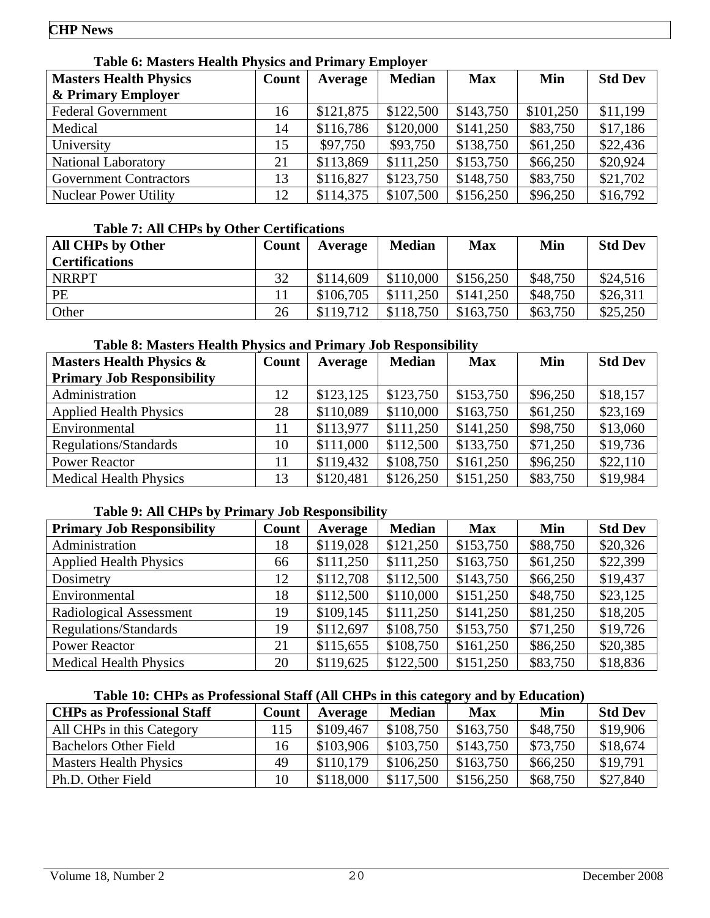**Table 6: Masters Health Physics and Primary Employer**

| Masters Health Physics & Primary Employer | Count | Average | Median | Max | Min | Std Dev |
|---|---|---|---|---|---|---|
| Federal Government | 16 | $121,875 | $122,500 | $143,750 | $101,250 | $11,199 |
| Medical | 14 | $116,786 | $120,000 | $141,250 | $83,750 | $17,186 |
| University | 15 | $97,750 | $93,750 | $138,750 | $61,250 | $22,436 |
| National Laboratory | 21 | $113,869 | $111,250 | $153,750 | $66,250 | $20,924 |
| Government Contractors | 13 | $116,827 | $123,750 | $148,750 | $83,750 | $21,702 |
| Nuclear Power Utility | 12 | $114,375 | $107,500 | $156,250 | $96,250 | $16,792 |

**Table 7: All CHPs by Other Certifications**

| All CHPs by Other Certifications | Count | Average | Median | Max | Min | Std Dev |
|---|---|---|---|---|---|---|
| NRRPT | 32 | $114,609 | $110,000 | $156,250 | $48,750 | $24,516 |
| PE | 11 | $106,705 | $111,250 | $141,250 | $48,750 | $26,311 |
| Other | 26 | $119,712 | $118,750 | $163,750 | $63,750 | $25,250 |

**Table 8: Masters Health Physics and Primary Job Responsibility**

| Masters Health Physics & Primary Job Responsibility | Count | Average | Median | Max | Min | Std Dev |
|---|---|---|---|---|---|---|
| Administration | 12 | $123,125 | $123,750 | $153,750 | $96,250 | $18,157 |
| Applied Health Physics | 28 | $110,089 | $110,000 | $163,750 | $61,250 | $23,169 |
| Environmental | 11 | $113,977 | $111,250 | $141,250 | $98,750 | $13,060 |
| Regulations/Standards | 10 | $111,000 | $112,500 | $133,750 | $71,250 | $19,736 |
| Power Reactor | 11 | $119,432 | $108,750 | $161,250 | $96,250 | $22,110 |
| Medical Health Physics | 13 | $120,481 | $126,250 | $151,250 | $83,750 | $19,984 |

**Table 9: All CHPs by Primary Job Responsibility**

| Primary Job Responsibility | Count | Average | Median | Max | Min | Std Dev |
|---|---|---|---|---|---|---|
| Administration | 18 | $119,028 | $121,250 | $153,750 | $88,750 | $20,326 |
| Applied Health Physics | 66 | $111,250 | $111,250 | $163,750 | $61,250 | $22,399 |
| Dosimetry | 12 | $112,708 | $112,500 | $143,750 | $66,250 | $19,437 |
| Environmental | 18 | $112,500 | $110,000 | $151,250 | $48,750 | $23,125 |
| Radiological Assessment | 19 | $109,145 | $111,250 | $141,250 | $81,250 | $18,205 |
| Regulations/Standards | 19 | $112,697 | $108,750 | $153,750 | $71,250 | $19,726 |
| Power Reactor | 21 | $115,655 | $108,750 | $161,250 | $86,250 | $20,385 |
| Medical Health Physics | 20 | $119,625 | $122,500 | $151,250 | $83,750 | $18,836 |

**Table 10: CHPs as Professional Staff (All CHPs in this category and by Education)**

| CHPs as Professional Staff | Count | Average | Median | Max | Min | Std Dev |
|---|---|---|---|---|---|---|
| All CHPs in this Category | 115 | $109,467 | $108,750 | $163,750 | $48,750 | $19,906 |
| Bachelors Other Field | 16 | $103,906 | $103,750 | $143,750 | $73,750 | $18,674 |
| Masters Health Physics | 49 | $110,179 | $106,250 | $163,750 | $66,250 | $19,791 |
| Ph.D. Other Field | 10 | $118,000 | $117,500 | $156,250 | $68,750 | $27,840 |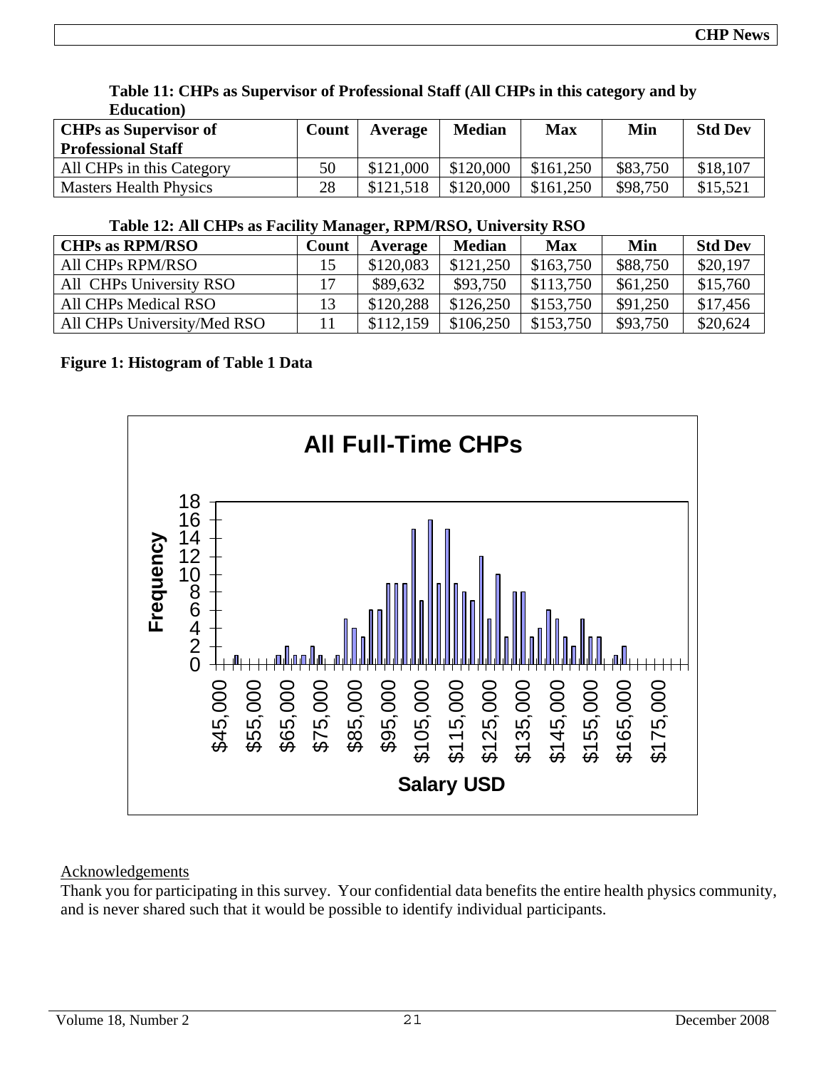**Table 11: CHPs as Supervisor of Professional Staff (All CHPs in this category and by Education)**

| CHPs as Supervisor of Professional Staff | Count | Average | Median | Max | Min | Std Dev |
|---|---|---|---|---|---|---|
| All CHPs in this Category | 50 | $121,000 | $120,000 | $161,250 | $83,750 | $18,107 |
| Masters Health Physics | 28 | $121,518 | $120,000 | $161,250 | $98,750 | $15,521 |

**Table 12: All CHPs as Facility Manager, RPM/RSO, University RSO**

| CHPs as RPM/RSO | Count | Average | Median | Max | Min | Std Dev |
|---|---|---|---|---|---|---|
| All CHPs RPM/RSO | 15 | $120,083 | $121,250 | $163,750 | $88,750 | $20,197 |
| All CHPs University RSO | 17 | $89,632 | $93,750 | $113,750 | $61,250 | $15,760 |
| All CHPs Medical RSO | 13 | $120,288 | $126,250 | $153,750 | $91,250 | $17,456 |
| All CHPs University/Med RSO | 11 | $112,159 | $106,250 | $153,750 | $93,750 | $20,624 |

**Figure 1: Histogram of Table 1 Data**

All Full-Time CHPs

Frequency

0
2
4
6
8
10
12
14
16
18

$45,000
$55,000
$65,000
$75,000
$85,000
$95,000
$105,000
$115,000
$125,000
$135,000
$145,000
$155,000
$165,000
$175,000

Salary USD

Acknowledgements

Thank you for participating in this survey. Your confidential data benefits the entire health physics community, and is never shared such that it would be possible to identify individual participants.